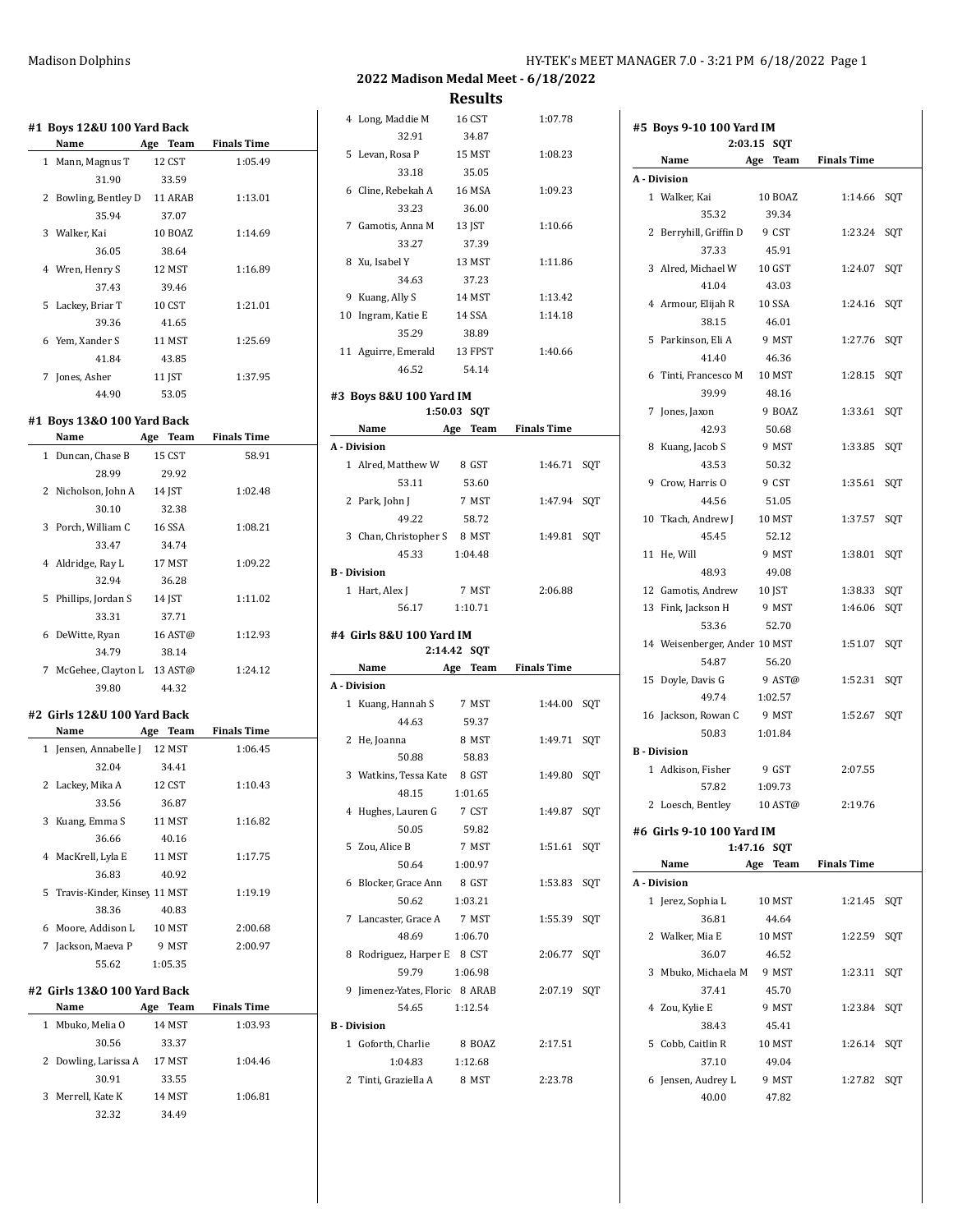Madison Dolphins

## 2022 Madison Medal Meet - 6/18/2022

## Results

### #1 Boys 12&U 100 Yard Back

| | Name | Age | Team | Finals Time |
|---|---|---|---|---|
| 1 | Mann, Magnus T | 12 | CST | 1:05.49 |
| | 31.90 | 33.59 | | |
| 2 | Bowling, Bentley D | 11 | ARAB | 1:13.01 |
| | 35.94 | 37.07 | | |
| 3 | Walker, Kai | 10 | BOAZ | 1:14.69 |
| | 36.05 | 38.64 | | |
| 4 | Wren, Henry S | 12 | MST | 1:16.89 |
| | 37.43 | 39.46 | | |
| 5 | Lackey, Briar T | 10 | CST | 1:21.01 |
| | 39.36 | 41.65 | | |
| 6 | Yem, Xander S | 11 | MST | 1:25.69 |
| | 41.84 | 43.85 | | |
| 7 | Jones, Asher | 11 | JST | 1:37.95 |
| | 44.90 | 53.05 | | |

### #1 Boys 13&O 100 Yard Back

| | Name | Age | Team | Finals Time |
|---|---|---|---|---|
| 1 | Duncan, Chase B | 15 | CST | 58.91 |
| | 28.99 | 29.92 | | |
| 2 | Nicholson, John A | 14 | JST | 1:02.48 |
| | 30.10 | 32.38 | | |
| 3 | Porch, William C | 16 | SSA | 1:08.21 |
| | 33.47 | 34.74 | | |
| 4 | Aldridge, Ray L | 17 | MST | 1:09.22 |
| | 32.94 | 36.28 | | |
| 5 | Phillips, Jordan S | 14 | JST | 1:11.02 |
| | 33.31 | 37.71 | | |
| 6 | DeWitte, Ryan | 16 | AST@ | 1:12.93 |
| | 34.79 | 38.14 | | |
| 7 | McGehee, Clayton L | 13 | AST@ | 1:24.12 |
| | 39.80 | 44.32 | | |

### #2 Girls 12&U 100 Yard Back

| | Name | Age | Team | Finals Time |
|---|---|---|---|---|
| 1 | Jensen, Annabelle J | 12 | MST | 1:06.45 |
| | 32.04 | 34.41 | | |
| 2 | Lackey, Mika A | 12 | CST | 1:10.43 |
| | 33.56 | 36.87 | | |
| 3 | Kuang, Emma S | 11 | MST | 1:16.82 |
| | 36.66 | 40.16 | | |
| 4 | MacKrell, Lyla E | 11 | MST | 1:17.75 |
| | 36.83 | 40.92 | | |
| 5 | Travis-Kinder, Kinsey | 11 | MST | 1:19.19 |
| | 38.36 | 40.83 | | |
| 6 | Moore, Addison L | 10 | MST | 2:00.68 |
| 7 | Jackson, Maeva P | 9 | MST | 2:00.97 |
| | 55.62 | 1:05.35 | | |

### #2 Girls 13&O 100 Yard Back

| | Name | Age | Team | Finals Time |
|---|---|---|---|---|
| 1 | Mbuko, Melia O | 14 | MST | 1:03.93 |
| | 30.56 | 33.37 | | |
| 2 | Dowling, Larissa A | 17 | MST | 1:04.46 |
| | 30.91 | 33.55 | | |
| 3 | Merrell, Kate K | 14 | MST | 1:06.81 |
| | 32.32 | 34.49 | | |
| 4 | Long, Maddie M | 16 | CST | 1:07.78 |
| | 32.91 | 34.87 | | |
| 5 | Levan, Rosa P | 15 | MST | 1:08.23 |
| | 33.18 | 35.05 | | |
| 6 | Cline, Rebekah A | 16 | MSA | 1:09.23 |
| | 33.23 | 36.00 | | |
| 7 | Gamotis, Anna M | 13 | JST | 1:10.66 |
| | 33.27 | 37.39 | | |
| 8 | Xu, Isabel Y | 13 | MST | 1:11.86 |
| | 34.63 | 37.23 | | |
| 9 | Kuang, Ally S | 14 | MST | 1:13.42 |
| 10 | Ingram, Katie E | 14 | SSA | 1:14.18 |
| | 35.29 | 38.89 | | |
| 11 | Aguirre, Emerald | 13 | FPST | 1:40.66 |
| | 46.52 | 54.14 | | |

### #3 Boys 8&U 100 Yard IM

1:50.03 SQT

| | Name | Age | Team | Finals Time | |
|---|---|---|---|---|---|
| **A - Division** | | | | | |
| 1 | Alred, Matthew W | 8 | GST | 1:46.71 | SQT |
| | 53.11 | 53.60 | | | |
| 2 | Park, John J | 7 | MST | 1:47.94 | SQT |
| | 49.22 | 58.72 | | | |
| 3 | Chan, Christopher S | 8 | MST | 1:49.81 | SQT |
| | 45.33 | 1:04.48 | | | |
| **B - Division** | | | | | |
| 1 | Hart, Alex J | 7 | MST | 2:06.88 | |
| | 56.17 | 1:10.71 | | | |

### #4 Girls 8&U 100 Yard IM

2:14.42 SQT

| | Name | Age | Team | Finals Time | |
|---|---|---|---|---|---|
| **A - Division** | | | | | |
| 1 | Kuang, Hannah S | 7 | MST | 1:44.00 | SQT |
| | 44.63 | 59.37 | | | |
| 2 | He, Joanna | 8 | MST | 1:49.71 | SQT |
| | 50.88 | 58.83 | | | |
| 3 | Watkins, Tessa Kate | 8 | GST | 1:49.80 | SQT |
| | 48.15 | 1:01.65 | | | |
| 4 | Hughes, Lauren G | 7 | CST | 1:49.87 | SQT |
| | 50.05 | 59.82 | | | |
| 5 | Zou, Alice B | 7 | MST | 1:51.61 | SQT |
| | 50.64 | 1:00.97 | | | |
| 6 | Blocker, Grace Ann | 8 | GST | 1:53.83 | SQT |
| | 50.62 | 1:03.21 | | | |
| 7 | Lancaster, Grace A | 7 | MST | 1:55.39 | SQT |
| | 48.69 | 1:06.70 | | | |
| 8 | Rodriguez, Harper E | 8 | CST | 2:06.77 | SQT |
| | 59.79 | 1:06.98 | | | |
| 9 | Jimenez-Yates, Floric | 8 | ARAB | 2:07.19 | SQT |
| | 54.65 | 1:12.54 | | | |
| **B - Division** | | | | | |
| 1 | Goforth, Charlie | 8 | BOAZ | 2:17.51 | |
| | 1:04.83 | 1:12.68 | | | |
| 2 | Tinti, Graziella A | 8 | MST | 2:23.78 | |

### #5 Boys 9-10 100 Yard IM

2:03.15 SQT

| | Name | Age | Team | Finals Time | |
|---|---|---|---|---|---|
| **A - Division** | | | | | |
| 1 | Walker, Kai | 10 | BOAZ | 1:14.66 | SQT |
| | 35.32 | 39.34 | | | |
| 2 | Berryhill, Griffin D | 9 | CST | 1:23.24 | SQT |
| | 37.33 | 45.91 | | | |
| 3 | Alred, Michael W | 10 | GST | 1:24.07 | SQT |
| | 41.04 | 43.03 | | | |
| 4 | Armour, Elijah R | 10 | SSA | 1:24.16 | SQT |
| | 38.15 | 46.01 | | | |
| 5 | Parkinson, Eli A | 9 | MST | 1:27.76 | SQT |
| | 41.40 | 46.36 | | | |
| 6 | Tinti, Francesco M | 10 | MST | 1:28.15 | SQT |
| | 39.99 | 48.16 | | | |
| 7 | Jones, Jaxon | 9 | BOAZ | 1:33.61 | SQT |
| | 42.93 | 50.68 | | | |
| 8 | Kuang, Jacob S | 9 | MST | 1:33.85 | SQT |
| | 43.53 | 50.32 | | | |
| 9 | Crow, Harris O | 9 | CST | 1:35.61 | SQT |
| | 44.56 | 51.05 | | | |
| 10 | Tkach, Andrew J | 10 | MST | 1:37.57 | SQT |
| | 45.45 | 52.12 | | | |
| 11 | He, Will | 9 | MST | 1:38.01 | SQT |
| | 48.93 | 49.08 | | | |
| 12 | Gamotis, Andrew | 10 | JST | 1:38.33 | SQT |
| 13 | Fink, Jackson H | 9 | MST | 1:46.06 | SQT |
| | 53.36 | 52.70 | | | |
| 14 | Weisenberger, Ander | 10 | MST | 1:51.07 | SQT |
| | 54.87 | 56.20 | | | |
| 15 | Doyle, Davis G | 9 | AST@ | 1:52.31 | SQT |
| | 49.74 | 1:02.57 | | | |
| 16 | Jackson, Rowan C | 9 | MST | 1:52.67 | SQT |
| | 50.83 | 1:01.84 | | | |
| **B - Division** | | | | | |
| 1 | Adkison, Fisher | 9 | GST | 2:07.55 | |
| | 57.82 | 1:09.73 | | | |
| 2 | Loesch, Bentley | 10 | AST@ | 2:19.76 | |

### #6 Girls 9-10 100 Yard IM

1:47.16 SQT

| | Name | Age | Team | Finals Time | |
|---|---|---|---|---|---|
| **A - Division** | | | | | |
| 1 | Jerez, Sophia L | 10 | MST | 1:21.45 | SQT |
| | 36.81 | 44.64 | | | |
| 2 | Walker, Mia E | 10 | MST | 1:22.59 | SQT |
| | 36.07 | 46.52 | | | |
| 3 | Mbuko, Michaela M | 9 | MST | 1:23.11 | SQT |
| | 37.41 | 45.70 | | | |
| 4 | Zou, Kylie E | 9 | MST | 1:23.84 | SQT |
| | 38.43 | 45.41 | | | |
| 5 | Cobb, Caitlin R | 10 | MST | 1:26.14 | SQT |
| | 37.10 | 49.04 | | | |
| 6 | Jensen, Audrey L | 9 | MST | 1:27.82 | SQT |
| | 40.00 | 47.82 | | | |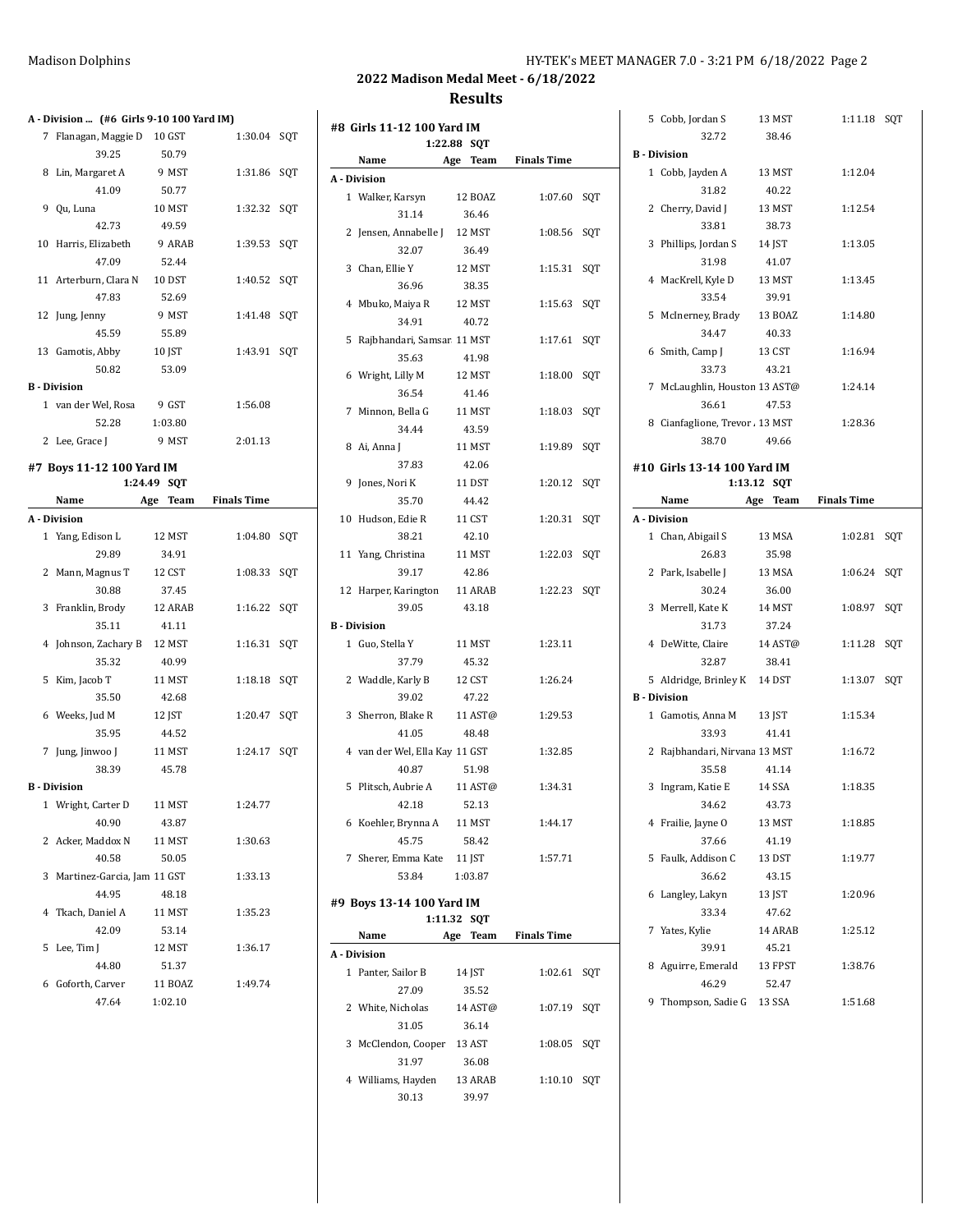## 2022 Madison Medal Meet - 6/18/2022

### Results

**A - Division ... (#6 Girls 9-10 100 Yard IM)**

| Place | Name | Age | Team | Finals Time | |
|---|---|---|---|---|---|
| 7 | Flanagan, Maggie D | 10 | GST | 1:30.04 | SQT |
| | 39.25 | 50.79 | | | |
| 8 | Lin, Margaret A | 9 | MST | 1:31.86 | SQT |
| | 41.09 | 50.77 | | | |
| 9 | Qu, Luna | 10 | MST | 1:32.32 | SQT |
| | 42.73 | 49.59 | | | |
| 10 | Harris, Elizabeth | 9 | ARAB | 1:39.53 | SQT |
| | 47.09 | 52.44 | | | |
| 11 | Arterburn, Clara N | 10 | DST | 1:40.52 | SQT |
| | 47.83 | 52.69 | | | |
| 12 | Jung, Jenny | 9 | MST | 1:41.48 | SQT |
| | 45.59 | 55.89 | | | |
| 13 | Gamotis, Abby | 10 | JST | 1:43.91 | SQT |
| | 50.82 | 53.09 | | | |

**B - Division**

| Place | Name | Age | Team | Finals Time | |
|---|---|---|---|---|---|
| 1 | van der Wel, Rosa | 9 | GST | 1:56.08 | |
| | 52.28 | 1:03.80 | | | |
| 2 | Lee, Grace J | 9 | MST | 2:01.13 | |

### #7 Boys 11-12 100 Yard IM

1:24.49 SQT

| Place | Name | Age | Team | Finals Time | |
|---|---|---|---|---|---|
| **A - Division** | | | | | |
| 1 | Yang, Edison L | 12 | MST | 1:04.80 | SQT |
| | 29.89 | 34.91 | | | |
| 2 | Mann, Magnus T | 12 | CST | 1:08.33 | SQT |
| | 30.88 | 37.45 | | | |
| 3 | Franklin, Brody | 12 | ARAB | 1:16.22 | SQT |
| | 35.11 | 41.11 | | | |
| 4 | Johnson, Zachary B | 12 | MST | 1:16.31 | SQT |
| | 35.32 | 40.99 | | | |
| 5 | Kim, Jacob T | 11 | MST | 1:18.18 | SQT |
| | 35.50 | 42.68 | | | |
| 6 | Weeks, Jud M | 12 | JST | 1:20.47 | SQT |
| | 35.95 | 44.52 | | | |
| 7 | Jung, Jinwoo J | 11 | MST | 1:24.17 | SQT |
| | 38.39 | 45.78 | | | |
| **B - Division** | | | | | |
| 1 | Wright, Carter D | 11 | MST | 1:24.77 | |
| | 40.90 | 43.87 | | | |
| 2 | Acker, Maddox N | 11 | MST | 1:30.63 | |
| | 40.58 | 50.05 | | | |
| 3 | Martinez-Garcia, Jam | 11 | GST | 1:33.13 | |
| | 44.95 | 48.18 | | | |
| 4 | Tkach, Daniel A | 11 | MST | 1:35.23 | |
| | 42.09 | 53.14 | | | |
| 5 | Lee, Tim J | 12 | MST | 1:36.17 | |
| | 44.80 | 51.37 | | | |
| 6 | Goforth, Carver | 11 | BOAZ | 1:49.74 | |
| | 47.64 | 1:02.10 | | | |

### #8 Girls 11-12 100 Yard IM

1:22.88 SQT

| Place | Name | Age | Team | Finals Time | |
|---|---|---|---|---|---|
| **A - Division** | | | | | |
| 1 | Walker, Karsyn | 12 | BOAZ | 1:07.60 | SQT |
| | 31.14 | 36.46 | | | |
| 2 | Jensen, Annabelle J | 12 | MST | 1:08.56 | SQT |
| | 32.07 | 36.49 | | | |
| 3 | Chan, Ellie Y | 12 | MST | 1:15.31 | SQT |
| | 36.96 | 38.35 | | | |
| 4 | Mbuko, Maiya R | 12 | MST | 1:15.63 | SQT |
| | 34.91 | 40.72 | | | |
| 5 | Rajbhandari, Samsar | 11 | MST | 1:17.61 | SQT |
| | 35.63 | 41.98 | | | |
| 6 | Wright, Lilly M | 12 | MST | 1:18.00 | SQT |
| | 36.54 | 41.46 | | | |
| 7 | Minnon, Bella G | 11 | MST | 1:18.03 | SQT |
| | 34.44 | 43.59 | | | |
| 8 | Ai, Anna J | 11 | MST | 1:19.89 | SQT |
| | 37.83 | 42.06 | | | |
| 9 | Jones, Nori K | 11 | DST | 1:20.12 | SQT |
| | 35.70 | 44.42 | | | |
| 10 | Hudson, Edie R | 11 | CST | 1:20.31 | SQT |
| | 38.21 | 42.10 | | | |
| 11 | Yang, Christina | 11 | MST | 1:22.03 | SQT |
| | 39.17 | 42.86 | | | |
| 12 | Harper, Karington | 11 | ARAB | 1:22.23 | SQT |
| | 39.05 | 43.18 | | | |
| **B - Division** | | | | | |
| 1 | Guo, Stella Y | 11 | MST | 1:23.11 | |
| | 37.79 | 45.32 | | | |
| 2 | Waddle, Karly B | 12 | CST | 1:26.24 | |
| | 39.02 | 47.22 | | | |
| 3 | Sherron, Blake R | 11 | AST@ | 1:29.53 | |
| | 41.05 | 48.48 | | | |
| 4 | van der Wel, Ella Kay | 11 | GST | 1:32.85 | |
| | 40.87 | 51.98 | | | |
| 5 | Plitsch, Aubrie A | 11 | AST@ | 1:34.31 | |
| | 42.18 | 52.13 | | | |
| 6 | Koehler, Brynna A | 11 | MST | 1:44.17 | |
| | 45.75 | 58.42 | | | |
| 7 | Sherer, Emma Kate | 11 | JST | 1:57.71 | |
| | 53.84 | 1:03.87 | | | |

### #9 Boys 13-14 100 Yard IM

1:11.32 SQT

| Place | Name | Age | Team | Finals Time | |
|---|---|---|---|---|---|
| **A - Division** | | | | | |
| 1 | Panter, Sailor B | 14 | JST | 1:02.61 | SQT |
| | 27.09 | 35.52 | | | |
| 2 | White, Nicholas | 14 | AST@ | 1:07.19 | SQT |
| | 31.05 | 36.14 | | | |
| 3 | McClendon, Cooper | 13 | AST | 1:08.05 | SQT |
| | 31.97 | 36.08 | | | |
| 4 | Williams, Hayden | 13 | ARAB | 1:10.10 | SQT |
| | 30.13 | 39.97 | | | |
| 5 | Cobb, Jordan S | 13 | MST | 1:11.18 | SQT |
| | 32.72 | 38.46 | | | |
| **B - Division** | | | | | |
| 1 | Cobb, Jayden A | 13 | MST | 1:12.04 | |
| | 31.82 | 40.22 | | | |
| 2 | Cherry, David J | 13 | MST | 1:12.54 | |
| | 33.81 | 38.73 | | | |
| 3 | Phillips, Jordan S | 14 | JST | 1:13.05 | |
| | 31.98 | 41.07 | | | |
| 4 | MacKrell, Kyle D | 13 | MST | 1:13.45 | |
| | 33.54 | 39.91 | | | |
| 5 | McInerney, Brady | 13 | BOAZ | 1:14.80 | |
| | 34.47 | 40.33 | | | |
| 6 | Smith, Camp J | 13 | CST | 1:16.94 | |
| | 33.73 | 43.21 | | | |
| 7 | McLaughlin, Houston | 13 | AST@ | 1:24.14 | |
| | 36.61 | 47.53 | | | |
| 8 | Cianfaglione, Trevor | 13 | MST | 1:28.36 | |
| | 38.70 | 49.66 | | | |

### #10 Girls 13-14 100 Yard IM

1:13.12 SQT

| Place | Name | Age | Team | Finals Time | |
|---|---|---|---|---|---|
| **A - Division** | | | | | |
| 1 | Chan, Abigail S | 13 | MSA | 1:02.81 | SQT |
| | 26.83 | 35.98 | | | |
| 2 | Park, Isabelle J | 13 | MSA | 1:06.24 | SQT |
| | 30.24 | 36.00 | | | |
| 3 | Merrell, Kate K | 14 | MST | 1:08.97 | SQT |
| | 31.73 | 37.24 | | | |
| 4 | DeWitte, Claire | 14 | AST@ | 1:11.28 | SQT |
| | 32.87 | 38.41 | | | |
| 5 | Aldridge, Brinley K | 14 | DST | 1:13.07 | SQT |
| **B - Division** | | | | | |
| 1 | Gamotis, Anna M | 13 | JST | 1:15.34 | |
| | 33.93 | 41.41 | | | |
| 2 | Rajbhandari, Nirvana | 13 | MST | 1:16.72 | |
| | 35.58 | 41.14 | | | |
| 3 | Ingram, Katie E | 14 | SSA | 1:18.35 | |
| | 34.62 | 43.73 | | | |
| 4 | Frailie, Jayne O | 13 | MST | 1:18.85 | |
| | 37.66 | 41.19 | | | |
| 5 | Faulk, Addison C | 13 | DST | 1:19.77 | |
| | 36.62 | 43.15 | | | |
| 6 | Langley, Lakyn | 13 | JST | 1:20.96 | |
| | 33.34 | 47.62 | | | |
| 7 | Yates, Kylie | 14 | ARAB | 1:25.12 | |
| | 39.91 | 45.21 | | | |
| 8 | Aguirre, Emerald | 13 | FPST | 1:38.76 | |
| | 46.29 | 52.47 | | | |
| 9 | Thompson, Sadie G | 13 | SSA | 1:51.68 | |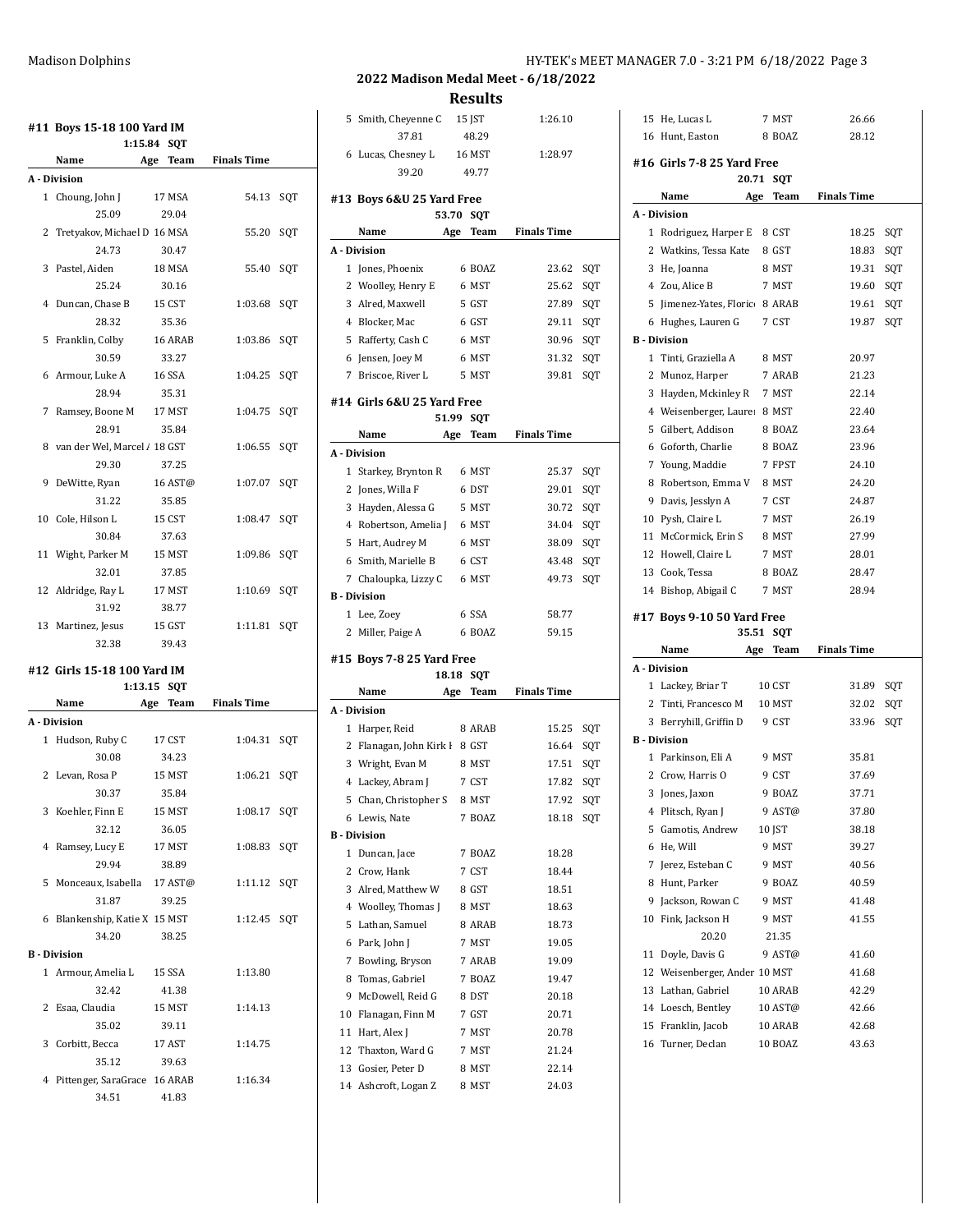## 2022 Madison Medal Meet - 6/18/2022

## Results

### #11 Boys 15-18 100 Yard IM

1:15.84 SQT

| | Name | Age | Team | Finals Time | |
|---|---|---|---|---|---|
| **A - Division** | | | | | |
| 1 | Choung, John J | 17 | MSA | 54.13 | SQT |
| | 25.09 | | 29.04 | | |
| 2 | Tretyakov, Michael D | 16 | MSA | 55.20 | SQT |
| | 24.73 | | 30.47 | | |
| 3 | Pastel, Aiden | 18 | MSA | 55.40 | SQT |
| | 25.24 | | 30.16 | | |
| 4 | Duncan, Chase B | 15 | CST | 1:03.68 | SQT |
| | 28.32 | | 35.36 | | |
| 5 | Franklin, Colby | 16 | ARAB | 1:03.86 | SQT |
| | 30.59 | | 33.27 | | |
| 6 | Armour, Luke A | 16 | SSA | 1:04.25 | SQT |
| | 28.94 | | 35.31 | | |
| 7 | Ramsey, Boone M | 17 | MST | 1:04.75 | SQT |
| | 28.91 | | 35.84 | | |
| 8 | van der Wel, Marcel A | 18 | GST | 1:06.55 | SQT |
| | 29.30 | | 37.25 | | |
| 9 | DeWitte, Ryan | 16 | AST@ | 1:07.07 | SQT |
| | 31.22 | | 35.85 | | |
| 10 | Cole, Hilson L | 15 | CST | 1:08.47 | SQT |
| | 30.84 | | 37.63 | | |
| 11 | Wight, Parker M | 15 | MST | 1:09.86 | SQT |
| | 32.01 | | 37.85 | | |
| 12 | Aldridge, Ray L | 17 | MST | 1:10.69 | SQT |
| | 31.92 | | 38.77 | | |
| 13 | Martinez, Jesus | 15 | GST | 1:11.81 | SQT |
| | 32.38 | | 39.43 | | |

### #12 Girls 15-18 100 Yard IM

1:13.15 SQT

| | Name | Age | Team | Finals Time | |
|---|---|---|---|---|---|
| **A - Division** | | | | | |
| 1 | Hudson, Ruby C | 17 | CST | 1:04.31 | SQT |
| | 30.08 | | 34.23 | | |
| 2 | Levan, Rosa P | 15 | MST | 1:06.21 | SQT |
| | 30.37 | | 35.84 | | |
| 3 | Koehler, Finn E | 15 | MST | 1:08.17 | SQT |
| | 32.12 | | 36.05 | | |
| 4 | Ramsey, Lucy E | 17 | MST | 1:08.83 | SQT |
| | 29.94 | | 38.89 | | |
| 5 | Monceaux, Isabella | 17 | AST@ | 1:11.12 | SQT |
| | 31.87 | | 39.25 | | |
| 6 | Blankenship, Katie X | 15 | MST | 1:12.45 | SQT |
| | 34.20 | | 38.25 | | |
| **B - Division** | | | | | |
| 1 | Armour, Amelia L | 15 | SSA | 1:13.80 | |
| | 32.42 | | 41.38 | | |
| 2 | Esaa, Claudia | 15 | MST | 1:14.13 | |
| | 35.02 | | 39.11 | | |
| 3 | Corbitt, Becca | 17 | AST | 1:14.75 | |
| | 35.12 | | 39.63 | | |
| 4 | Pittenger, SaraGrace | 16 | ARAB | 1:16.34 | |
| | 34.51 | | 41.83 | | |
| 5 | Smith, Cheyenne C | 15 | JST | 1:26.10 | |
| | 37.81 | | 48.29 | | |
| 6 | Lucas, Chesney L | 16 | MST | 1:28.97 | |
| | 39.20 | | 49.77 | | |

### #13 Boys 6&U 25 Yard Free

53.70 SQT

| | Name | Age | Team | Finals Time | |
|---|---|---|---|---|---|
| **A - Division** | | | | | |
| 1 | Jones, Phoenix | 6 | BOAZ | 23.62 | SQT |
| 2 | Woolley, Henry E | 6 | MST | 25.62 | SQT |
| 3 | Alred, Maxwell | 5 | GST | 27.89 | SQT |
| 4 | Blocker, Mac | 6 | GST | 29.11 | SQT |
| 5 | Rafferty, Cash C | 6 | MST | 30.96 | SQT |
| 6 | Jensen, Joey M | 6 | MST | 31.32 | SQT |
| 7 | Briscoe, River L | 5 | MST | 39.81 | SQT |

### #14 Girls 6&U 25 Yard Free

51.99 SQT

| | Name | Age | Team | Finals Time | |
|---|---|---|---|---|---|
| **A - Division** | | | | | |
| 1 | Starkey, Brynton R | 6 | MST | 25.37 | SQT |
| 2 | Jones, Willa F | 6 | DST | 29.01 | SQT |
| 3 | Hayden, Alessa G | 5 | MST | 30.72 | SQT |
| 4 | Robertson, Amelia J | 6 | MST | 34.04 | SQT |
| 5 | Hart, Audrey M | 6 | MST | 38.09 | SQT |
| 6 | Smith, Marielle B | 6 | CST | 43.48 | SQT |
| 7 | Chaloupka, Lizzy C | 6 | MST | 49.73 | SQT |
| **B - Division** | | | | | |
| 1 | Lee, Zoey | 6 | SSA | 58.77 | |
| 2 | Miller, Paige A | 6 | BOAZ | 59.15 | |

### #15 Boys 7-8 25 Yard Free

18.18 SQT

| | Name | Age | Team | Finals Time | |
|---|---|---|---|---|---|
| **A - Division** | | | | | |
| 1 | Harper, Reid | 8 | ARAB | 15.25 | SQT |
| 2 | Flanagan, John Kirk H | 8 | GST | 16.64 | SQT |
| 3 | Wright, Evan M | 8 | MST | 17.51 | SQT |
| 4 | Lackey, Abram J | 7 | CST | 17.82 | SQT |
| 5 | Chan, Christopher S | 8 | MST | 17.92 | SQT |
| 6 | Lewis, Nate | 7 | BOAZ | 18.18 | SQT |
| **B - Division** | | | | | |
| 1 | Duncan, Jace | 7 | BOAZ | 18.28 | |
| 2 | Crow, Hank | 7 | CST | 18.44 | |
| 3 | Alred, Matthew W | 8 | GST | 18.51 | |
| 4 | Woolley, Thomas J | 8 | MST | 18.63 | |
| 5 | Lathan, Samuel | 8 | ARAB | 18.73 | |
| 6 | Park, John J | 7 | MST | 19.05 | |
| 7 | Bowling, Bryson | 7 | ARAB | 19.09 | |
| 8 | Tomas, Gabriel | 7 | BOAZ | 19.47 | |
| 9 | McDowell, Reid G | 8 | DST | 20.18 | |
| 10 | Flanagan, Finn M | 7 | GST | 20.71 | |
| 11 | Hart, Alex J | 7 | MST | 20.78 | |
| 12 | Thaxton, Ward G | 7 | MST | 21.24 | |
| 13 | Gosier, Peter D | 8 | MST | 22.14 | |
| 14 | Ashcroft, Logan Z | 8 | MST | 24.03 | |
| 15 | He, Lucas L | 7 | MST | 26.66 | |
| 16 | Hunt, Easton | 8 | BOAZ | 28.12 | |

### #16 Girls 7-8 25 Yard Free

20.71 SQT

| | Name | Age | Team | Finals Time | |
|---|---|---|---|---|---|
| **A - Division** | | | | | |
| 1 | Rodriguez, Harper E | 8 | CST | 18.25 | SQT |
| 2 | Watkins, Tessa Kate | 8 | GST | 18.83 | SQT |
| 3 | He, Joanna | 8 | MST | 19.31 | SQT |
| 4 | Zou, Alice B | 7 | MST | 19.60 | SQT |
| 5 | Jimenez-Yates, Floric | 8 | ARAB | 19.61 | SQT |
| 6 | Hughes, Lauren G | 7 | CST | 19.87 | SQT |
| **B - Division** | | | | | |
| 1 | Tinti, Graziella A | 8 | MST | 20.97 | |
| 2 | Munoz, Harper | 7 | ARAB | 21.23 | |
| 3 | Hayden, Mckinley R | 7 | MST | 22.14 | |
| 4 | Weisenberger, Laure | 8 | MST | 22.40 | |
| 5 | Gilbert, Addison | 8 | BOAZ | 23.64 | |
| 6 | Goforth, Charlie | 8 | BOAZ | 23.96 | |
| 7 | Young, Maddie | 7 | FPST | 24.10 | |
| 8 | Robertson, Emma V | 8 | MST | 24.20 | |
| 9 | Davis, Jesslyn A | 7 | CST | 24.87 | |
| 10 | Pysh, Claire L | 7 | MST | 26.19 | |
| 11 | McCormick, Erin S | 8 | MST | 27.99 | |
| 12 | Howell, Claire L | 7 | MST | 28.01 | |
| 13 | Cook, Tessa | 8 | BOAZ | 28.47 | |
| 14 | Bishop, Abigail C | 7 | MST | 28.94 | |

### #17 Boys 9-10 50 Yard Free

35.51 SQT

| | Name | Age | Team | Finals Time | |
|---|---|---|---|---|---|
| **A - Division** | | | | | |
| 1 | Lackey, Briar T | 10 | CST | 31.89 | SQT |
| 2 | Tinti, Francesco M | 10 | MST | 32.02 | SQT |
| 3 | Berryhill, Griffin D | 9 | CST | 33.96 | SQT |
| **B - Division** | | | | | |
| 1 | Parkinson, Eli A | 9 | MST | 35.81 | |
| 2 | Crow, Harris O | 9 | CST | 37.69 | |
| 3 | Jones, Jaxon | 9 | BOAZ | 37.71 | |
| 4 | Plitsch, Ryan J | 9 | AST@ | 37.80 | |
| 5 | Gamotis, Andrew | 10 | JST | 38.18 | |
| 6 | He, Will | 9 | MST | 39.27 | |
| 7 | Jerez, Esteban C | 9 | MST | 40.56 | |
| 8 | Hunt, Parker | 9 | BOAZ | 40.59 | |
| 9 | Jackson, Rowan C | 9 | MST | 41.48 | |
| 10 | Fink, Jackson H | 9 | MST | 41.55 | |
| | 20.20 | | 21.35 | | |
| 11 | Doyle, Davis G | 9 | AST@ | 41.60 | |
| 12 | Weisenberger, Ander | 10 | MST | 41.68 | |
| 13 | Lathan, Gabriel | 10 | ARAB | 42.29 | |
| 14 | Loesch, Bentley | 10 | AST@ | 42.66 | |
| 15 | Franklin, Jacob | 10 | ARAB | 42.68 | |
| 16 | Turner, Declan | 10 | BOAZ | 43.63 | |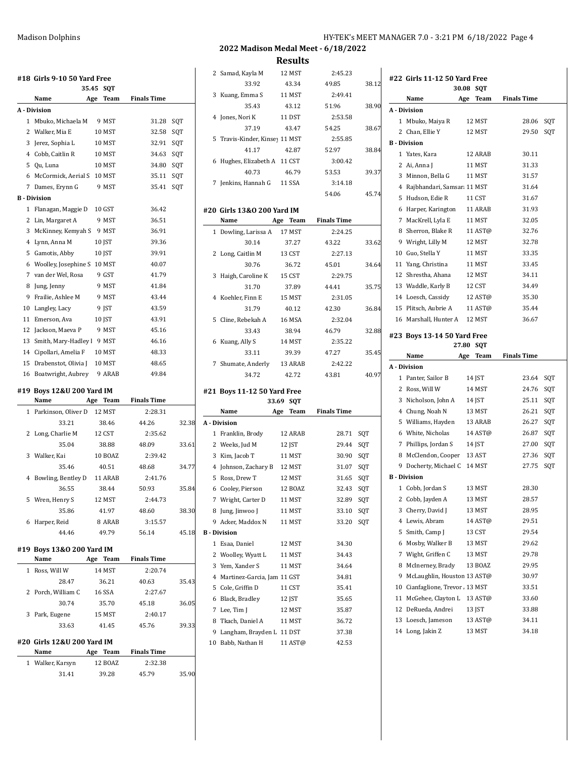## 2022 Madison Medal Meet - 6/18/2022

## Results

### #18 Girls 9-10 50 Yard Free

35.45 SQT

| | Name | Age | Team | Finals Time | |
|---|---|---|---|---|---|
| **A - Division** | | | | | |
| 1 | Mbuko, Michaela M | 9 | MST | 31.28 | SQT |
| 2 | Walker, Mia E | 10 | MST | 32.58 | SQT |
| 3 | Jerez, Sophia L | 10 | MST | 32.91 | SQT |
| 4 | Cobb, Caitlin R | 10 | MST | 34.63 | SQT |
| 5 | Qu, Luna | 10 | MST | 34.80 | SQT |
| 6 | McCormick, Aerial S | 10 | MST | 35.11 | SQT |
| 7 | Dames, Erynn G | 9 | MST | 35.41 | SQT |
| **B - Division** | | | | | |
| 1 | Flanagan, Maggie D | 10 | GST | 36.42 | |
| 2 | Lin, Margaret A | 9 | MST | 36.51 | |
| 3 | McKinney, Kemyah S | 9 | MST | 36.91 | |
| 4 | Lynn, Anna M | 10 | JST | 39.36 | |
| 5 | Gamotis, Abby | 10 | JST | 39.91 | |
| 6 | Woolley, Josephine S | 10 | MST | 40.07 | |
| 7 | van der Wel, Rosa | 9 | GST | 41.79 | |
| 8 | Jung, Jenny | 9 | MST | 41.84 | |
| 9 | Frailie, Ashlee M | 9 | MST | 43.44 | |
| 10 | Langley, Lacy | 9 | JST | 43.59 | |
| 11 | Emerson, Ava | 10 | JST | 43.91 | |
| 12 | Jackson, Maeva P | 9 | MST | 45.16 | |
| 13 | Smith, Mary-Hadley I | 9 | MST | 46.16 | |
| 14 | Cipollari, Amelia F | 10 | MST | 48.33 | |
| 15 | Drabenstot, Olivia J | 10 | MST | 48.65 | |
| 16 | Boatwright, Aubrey | 9 | ARAB | 49.84 | |

### #19 Boys 12&U 200 Yard IM

| | Name | Age | Team | Finals Time |
|---|---|---|---|---|
| 1 | Parkinson, Oliver D | 12 | MST | 2:28.31 |
| | 33.21 | 38.46 | 44.26 | 32.38 |
| 2 | Long, Charlie M | 12 | CST | 2:35.62 |
| | 35.04 | 38.88 | 48.09 | 33.61 |
| 3 | Walker, Kai | 10 | BOAZ | 2:39.42 |
| | 35.46 | 40.51 | 48.68 | 34.77 |
| 4 | Bowling, Bentley D | 11 | ARAB | 2:41.76 |
| | 36.55 | 38.44 | 50.93 | 35.84 |
| 5 | Wren, Henry S | 12 | MST | 2:44.73 |
| | 35.86 | 41.97 | 48.60 | 38.30 |
| 6 | Harper, Reid | 8 | ARAB | 3:15.57 |
| | 44.46 | 49.79 | 56.14 | 45.18 |

### #19 Boys 13&O 200 Yard IM

| | Name | Age | Team | Finals Time |
|---|---|---|---|---|
| 1 | Ross, Will W | 14 | MST | 2:20.74 |
| | 28.47 | 36.21 | 40.63 | 35.43 |
| 2 | Porch, William C | 16 | SSA | 2:27.67 |
| | 30.74 | 35.70 | 45.18 | 36.05 |
| 3 | Park, Eugene | 15 | MST | 2:40.17 |
| | 33.63 | 41.45 | 45.76 | 39.33 |

### #20 Girls 12&U 200 Yard IM

| | Name | Age | Team | Finals Time |
|---|---|---|---|---|
| 1 | Walker, Karsyn | 12 | BOAZ | 2:32.38 |
| | 31.41 | 39.28 | 45.79 | 35.90 |
| 2 | Samad, Kayla M | 12 | MST | 2:45.23 |
| | 33.92 | 43.34 | 49.85 | 38.12 |
| 3 | Kuang, Emma S | 11 | MST | 2:49.41 |
| | 35.43 | 43.12 | 51.96 | 38.90 |
| 4 | Jones, Nori K | 11 | DST | 2:53.58 |
| | 37.19 | 43.47 | 54.25 | 38.67 |
| 5 | Travis-Kinder, Kinsey | 11 | MST | 2:55.85 |
| | 41.17 | 42.87 | 52.97 | 38.84 |
| 6 | Hughes, Elizabeth A | 11 | CST | 3:00.42 |
| | 40.73 | 46.79 | 53.53 | 39.37 |
| 7 | Jenkins, Hannah G | 11 | SSA | 3:14.18 |
| | | | 54.06 | 45.74 |

### #20 Girls 13&O 200 Yard IM

| | Name | Age | Team | Finals Time |
|---|---|---|---|---|
| 1 | Dowling, Larissa A | 17 | MST | 2:24.25 |
| | 30.14 | 37.27 | 43.22 | 33.62 |
| 2 | Long, Caitlin M | 13 | CST | 2:27.13 |
| | 30.76 | 36.72 | 45.01 | 34.64 |
| 3 | Haigh, Caroline K | 15 | CST | 2:29.75 |
| | 31.70 | 37.89 | 44.41 | 35.75 |
| 4 | Koehler, Finn E | 15 | MST | 2:31.05 |
| | 31.79 | 40.12 | 42.30 | 36.84 |
| 5 | Cline, Rebekah A | 16 | MSA | 2:32.04 |
| | 33.43 | 38.94 | 46.79 | 32.88 |
| 6 | Kuang, Ally S | 14 | MST | 2:35.22 |
| | 33.11 | 39.39 | 47.27 | 35.45 |
| 7 | Shumate, Anderly | 13 | ARAB | 2:42.22 |
| | 34.72 | 42.72 | 43.81 | 40.97 |

### #21 Boys 11-12 50 Yard Free

33.69 SQT

| | Name | Age | Team | Finals Time | |
|---|---|---|---|---|---|
| **A - Division** | | | | | |
| 1 | Franklin, Brody | 12 | ARAB | 28.71 | SQT |
| 2 | Weeks, Jud M | 12 | JST | 29.44 | SQT |
| 3 | Kim, Jacob T | 11 | MST | 30.90 | SQT |
| 4 | Johnson, Zachary B | 12 | MST | 31.07 | SQT |
| 5 | Ross, Drew T | 12 | MST | 31.65 | SQT |
| 6 | Cooley, Pierson | 12 | BOAZ | 32.43 | SQT |
| 7 | Wright, Carter D | 11 | MST | 32.89 | SQT |
| 8 | Jung, Jinwoo J | 11 | MST | 33.10 | SQT |
| 9 | Acker, Maddox N | 11 | MST | 33.20 | SQT |
| **B - Division** | | | | | |
| 1 | Esaa, Daniel | 12 | MST | 34.30 | |
| 2 | Woolley, Wyatt L | 11 | MST | 34.43 | |
| 3 | Yem, Xander S | 11 | MST | 34.64 | |
| 4 | Martinez-Garcia, Jam | 11 | GST | 34.81 | |
| 5 | Cole, Griffin D | 11 | CST | 35.41 | |
| 6 | Black, Bradley | 12 | JST | 35.65 | |
| 7 | Lee, Tim J | 12 | MST | 35.87 | |
| 8 | Tkach, Daniel A | 11 | MST | 36.72 | |
| 9 | Langham, Brayden L | 11 | DST | 37.38 | |
| 10 | Babb, Nathan H | 11 | AST@ | 42.53 | |

### #22 Girls 11-12 50 Yard Free

30.08 SQT

| | Name | Age | Team | Finals Time | |
|---|---|---|---|---|---|
| **A - Division** | | | | | |
| 1 | Mbuko, Maiya R | 12 | MST | 28.06 | SQT |
| 2 | Chan, Ellie Y | 12 | MST | 29.50 | SQT |
| **B - Division** | | | | | |
| 1 | Yates, Kara | 12 | ARAB | 30.11 | |
| 2 | Ai, Anna J | 11 | MST | 31.33 | |
| 3 | Minnon, Bella G | 11 | MST | 31.57 | |
| 4 | Rajbhandari, Samsara | 11 | MST | 31.64 | |
| 5 | Hudson, Edie R | 11 | CST | 31.67 | |
| 6 | Harper, Karington | 11 | ARAB | 31.93 | |
| 7 | MacKrell, Lyla E | 11 | MST | 32.05 | |
| 8 | Sherron, Blake R | 11 | AST@ | 32.76 | |
| 9 | Wright, Lilly M | 12 | MST | 32.78 | |
| 10 | Guo, Stella Y | 11 | MST | 33.35 | |
| 11 | Yang, Christina | 11 | MST | 33.45 | |
| 12 | Shrestha, Ahana | 12 | MST | 34.11 | |
| 13 | Waddle, Karly B | 12 | CST | 34.49 | |
| 14 | Loesch, Cassidy | 12 | AST@ | 35.30 | |
| 15 | Plitsch, Aubrie A | 11 | AST@ | 35.44 | |
| 16 | Marshall, Hunter A | 12 | MST | 36.67 | |

### #23 Boys 13-14 50 Yard Free

27.80 SQT

| | Name | Age | Team | Finals Time | |
|---|---|---|---|---|---|
| **A - Division** | | | | | |
| 1 | Panter, Sailor B | 14 | JST | 23.64 | SQT |
| 2 | Ross, Will W | 14 | MST | 24.76 | SQT |
| 3 | Nicholson, John A | 14 | JST | 25.11 | SQT |
| 4 | Chung, Noah N | 13 | MST | 26.21 | SQT |
| 5 | Williams, Hayden | 13 | ARAB | 26.27 | SQT |
| 6 | White, Nicholas | 14 | AST@ | 26.87 | SQT |
| 7 | Phillips, Jordan S | 14 | JST | 27.00 | SQT |
| 8 | McClendon, Cooper | 13 | AST | 27.36 | SQT |
| 9 | Docherty, Michael C | 14 | MST | 27.75 | SQT |
| **B - Division** | | | | | |
| 1 | Cobb, Jordan S | 13 | MST | 28.30 | |
| 2 | Cobb, Jayden A | 13 | MST | 28.57 | |
| 3 | Cherry, David J | 13 | MST | 28.95 | |
| 4 | Lewis, Abram | 14 | AST@ | 29.51 | |
| 5 | Smith, Camp J | 13 | CST | 29.54 | |
| 6 | Mosby, Walker B | 13 | MST | 29.62 | |
| 7 | Wight, Griffen C | 13 | MST | 29.78 | |
| 8 | McInerney, Brady | 13 | BOAZ | 29.95 | |
| 9 | McLaughlin, Houston | 13 | AST@ | 30.97 | |
| 10 | Cianfaglione, Trevor | 13 | MST | 33.51 | |
| 11 | McGehee, Clayton L | 13 | AST@ | 33.60 | |
| 12 | DeRueda, Andrei | 13 | JST | 33.88 | |
| 13 | Loesch, Jameson | 13 | AST@ | 34.11 | |
| 14 | Long, Jakin Z | 13 | MST | 34.18 | |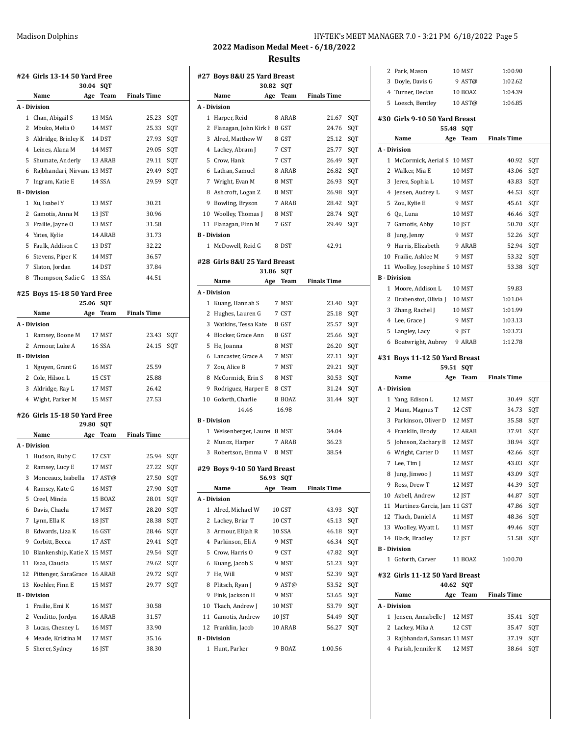## 2022 Madison Medal Meet - 6/18/2022

## Results

### #24 Girls 13-14 50 Yard Free

30.04 SQT

| | Name | Age | Team | Finals Time | |
|---|---|---|---|---|---|
| **A - Division** | | | | | |
| 1 | Chan, Abigail S | 13 | MSA | 25.23 | SQT |
| 2 | Mbuko, Melia O | 14 | MST | 25.33 | SQT |
| 3 | Aldridge, Brinley K | 14 | DST | 27.93 | SQT |
| 4 | Leines, Alana M | 14 | MST | 29.05 | SQT |
| 5 | Shumate, Anderly | 13 | ARAB | 29.11 | SQT |
| 6 | Rajbhandari, Nirvana | 13 | MST | 29.49 | SQT |
| 7 | Ingram, Katie E | 14 | SSA | 29.59 | SQT |
| **B - Division** | | | | | |
| 1 | Xu, Isabel Y | 13 | MST | 30.21 | |
| 2 | Gamotis, Anna M | 13 | JST | 30.96 | |
| 3 | Frailie, Jayne O | 13 | MST | 31.58 | |
| 4 | Yates, Kylie | 14 | ARAB | 31.73 | |
| 5 | Faulk, Addison C | 13 | DST | 32.22 | |
| 6 | Stevens, Piper K | 14 | MST | 36.57 | |
| 7 | Slaton, Jordan | 14 | DST | 37.84 | |
| 8 | Thompson, Sadie G | 13 | SSA | 44.51 | |

### #25 Boys 15-18 50 Yard Free

25.06 SQT

| | Name | Age | Team | Finals Time | |
|---|---|---|---|---|---|
| **A - Division** | | | | | |
| 1 | Ramsey, Boone M | 17 | MST | 23.43 | SQT |
| 2 | Armour, Luke A | 16 | SSA | 24.15 | SQT |
| **B - Division** | | | | | |
| 1 | Nguyen, Grant G | 16 | MST | 25.59 | |
| 2 | Cole, Hilson L | 15 | CST | 25.88 | |
| 3 | Aldridge, Ray L | 17 | MST | 26.42 | |
| 4 | Wight, Parker M | 15 | MST | 27.53 | |

### #26 Girls 15-18 50 Yard Free

29.80 SQT

| | Name | Age | Team | Finals Time | |
|---|---|---|---|---|---|
| **A - Division** | | | | | |
| 1 | Hudson, Ruby C | 17 | CST | 25.94 | SQT |
| 2 | Ramsey, Lucy E | 17 | MST | 27.22 | SQT |
| 3 | Monceaux, Isabella | 17 | AST@ | 27.50 | SQT |
| 4 | Ramsey, Kate G | 16 | MST | 27.90 | SQT |
| 5 | Creel, Minda | 15 | BOAZ | 28.01 | SQT |
| 6 | Davis, Chaela | 17 | MST | 28.20 | SQT |
| 7 | Lynn, Ella K | 18 | JST | 28.38 | SQT |
| 8 | Edwards, Liza K | 16 | GST | 28.46 | SQT |
| 9 | Corbitt, Becca | 17 | AST | 29.41 | SQT |
| 10 | Blankenship, Katie X | 15 | MST | 29.54 | SQT |
| 11 | Esaa, Claudia | 15 | MST | 29.62 | SQT |
| 12 | Pittenger, SaraGrace | 16 | ARAB | 29.72 | SQT |
| 13 | Koehler, Finn E | 15 | MST | 29.77 | SQT |
| **B - Division** | | | | | |
| 1 | Frailie, Emi K | 16 | MST | 30.58 | |
| 2 | Venditto, Jordyn | 16 | ARAB | 31.57 | |
| 3 | Lucas, Chesney L | 16 | MST | 33.90 | |
| 4 | Meade, Kristina M | 17 | MST | 35.16 | |
| 5 | Sherer, Sydney | 16 | JST | 38.30 | |

### #27 Boys 8&U 25 Yard Breast

30.82 SQT

| | Name | Age | Team | Finals Time | |
|---|---|---|---|---|---|
| **A - Division** | | | | | |
| 1 | Harper, Reid | 8 | ARAB | 21.67 | SQT |
| 2 | Flanagan, John Kirk H | 8 | GST | 24.76 | SQT |
| 3 | Alred, Matthew W | 8 | GST | 25.12 | SQT |
| 4 | Lackey, Abram J | 7 | CST | 25.77 | SQT |
| 5 | Crow, Hank | 7 | CST | 26.49 | SQT |
| 6 | Lathan, Samuel | 8 | ARAB | 26.82 | SQT |
| 7 | Wright, Evan M | 8 | MST | 26.93 | SQT |
| 8 | Ashcroft, Logan Z | 8 | MST | 26.98 | SQT |
| 9 | Bowling, Bryson | 7 | ARAB | 28.42 | SQT |
| 10 | Woolley, Thomas J | 8 | MST | 28.74 | SQT |
| 11 | Flanagan, Finn M | 7 | GST | 29.49 | SQT |
| **B - Division** | | | | | |
| 1 | McDowell, Reid G | 8 | DST | 42.91 | |

### #28 Girls 8&U 25 Yard Breast

31.86 SQT

| | Name | Age | Team | Finals Time | |
|---|---|---|---|---|---|
| **A - Division** | | | | | |
| 1 | Kuang, Hannah S | 7 | MST | 23.40 | SQT |
| 2 | Hughes, Lauren G | 7 | CST | 25.18 | SQT |
| 3 | Watkins, Tessa Kate | 8 | GST | 25.57 | SQT |
| 4 | Blocker, Grace Ann | 8 | GST | 25.66 | SQT |
| 5 | He, Joanna | 8 | MST | 26.20 | SQT |
| 6 | Lancaster, Grace A | 7 | MST | 27.11 | SQT |
| 7 | Zou, Alice B | 7 | MST | 29.21 | SQT |
| 8 | McCormick, Erin S | 8 | MST | 30.53 | SQT |
| 9 | Rodriguez, Harper E | 8 | CST | 31.24 | SQT |
| 10 | Goforth, Charlie | 8 | BOAZ | 31.44 | SQT |
| | 14.46 | | 16.98 | | |
| **B - Division** | | | | | |
| 1 | Weisenberger, Lauren | 8 | MST | 34.04 | |
| 2 | Munoz, Harper | 7 | ARAB | 36.23 | |
| 3 | Robertson, Emma V | 8 | MST | 38.54 | |

### #29 Boys 9-10 50 Yard Breast

56.93 SQT

| | Name | Age | Team | Finals Time | |
|---|---|---|---|---|---|
| **A - Division** | | | | | |
| 1 | Alred, Michael W | 10 | GST | 43.93 | SQT |
| 2 | Lackey, Briar T | 10 | CST | 45.13 | SQT |
| 3 | Armour, Elijah R | 10 | SSA | 46.18 | SQT |
| 4 | Parkinson, Eli A | 9 | MST | 46.34 | SQT |
| 5 | Crow, Harris O | 9 | CST | 47.82 | SQT |
| 6 | Kuang, Jacob S | 9 | MST | 51.23 | SQT |
| 7 | He, Will | 9 | MST | 52.39 | SQT |
| 8 | Plitsch, Ryan J | 9 | AST@ | 53.52 | SQT |
| 9 | Fink, Jackson H | 9 | MST | 53.65 | SQT |
| 10 | Tkach, Andrew J | 10 | MST | 53.79 | SQT |
| 11 | Gamotis, Andrew | 10 | JST | 54.49 | SQT |
| 12 | Franklin, Jacob | 10 | ARAB | 56.27 | SQT |
| **B - Division** | | | | | |
| 1 | Hunt, Parker | 9 | BOAZ | 1:00.56 | |
| 2 | Park, Mason | 10 | MST | 1:00.90 | |
| 3 | Doyle, Davis G | 9 | AST@ | 1:02.62 | |
| 4 | Turner, Declan | 10 | BOAZ | 1:04.39 | |
| 5 | Loesch, Bentley | 10 | AST@ | 1:06.85 | |

### #30 Girls 9-10 50 Yard Breast

55.48 SQT

| | Name | Age | Team | Finals Time | |
|---|---|---|---|---|---|
| **A - Division** | | | | | |
| 1 | McCormick, Aerial S | 10 | MST | 40.92 | SQT |
| 2 | Walker, Mia E | 10 | MST | 43.06 | SQT |
| 3 | Jerez, Sophia L | 10 | MST | 43.83 | SQT |
| 4 | Jensen, Audrey L | 9 | MST | 44.53 | SQT |
| 5 | Zou, Kylie E | 9 | MST | 45.61 | SQT |
| 6 | Qu, Luna | 10 | MST | 46.46 | SQT |
| 7 | Gamotis, Abby | 10 | JST | 50.70 | SQT |
| 8 | Jung, Jenny | 9 | MST | 52.26 | SQT |
| 9 | Harris, Elizabeth | 9 | ARAB | 52.94 | SQT |
| 10 | Frailie, Ashlee M | 9 | MST | 53.32 | SQT |
| 11 | Woolley, Josephine S | 10 | MST | 53.38 | SQT |
| **B - Division** | | | | | |
| 1 | Moore, Addison L | 10 | MST | 59.83 | |
| 2 | Drabenstot, Olivia J | 10 | MST | 1:01.04 | |
| 3 | Zhang, Rachel J | 10 | MST | 1:01.99 | |
| 4 | Lee, Grace J | 9 | MST | 1:03.13 | |
| 5 | Langley, Lacy | 9 | JST | 1:03.73 | |
| 6 | Boatwright, Aubrey | 9 | ARAB | 1:12.78 | |

### #31 Boys 11-12 50 Yard Breast

59.51 SQT

| | Name | Age | Team | Finals Time | |
|---|---|---|---|---|---|
| **A - Division** | | | | | |
| 1 | Yang, Edison L | 12 | MST | 30.49 | SQT |
| 2 | Mann, Magnus T | 12 | CST | 34.73 | SQT |
| 3 | Parkinson, Oliver D | 12 | MST | 35.58 | SQT |
| 4 | Franklin, Brody | 12 | ARAB | 37.91 | SQT |
| 5 | Johnson, Zachary B | 12 | MST | 38.94 | SQT |
| 6 | Wright, Carter D | 11 | MST | 42.66 | SQT |
| 7 | Lee, Tim J | 12 | MST | 43.03 | SQT |
| 8 | Jung, Jinwoo J | 11 | MST | 43.09 | SQT |
| 9 | Ross, Drew T | 12 | MST | 44.39 | SQT |
| 10 | Azbell, Andrew | 12 | JST | 44.87 | SQT |
| 11 | Martinez-Garcia, Jam | 11 | GST | 47.86 | SQT |
| 12 | Tkach, Daniel A | 11 | MST | 48.36 | SQT |
| 13 | Woolley, Wyatt L | 11 | MST | 49.46 | SQT |
| 14 | Black, Bradley | 12 | JST | 51.58 | SQT |
| **B - Division** | | | | | |
| 1 | Goforth, Carver | 11 | BOAZ | 1:00.70 | |

### #32 Girls 11-12 50 Yard Breast

40.62 SQT

| | Name | Age | Team | Finals Time | |
|---|---|---|---|---|---|
| **A - Division** | | | | | |
| 1 | Jensen, Annabelle J | 12 | MST | 35.41 | SQT |
| 2 | Lackey, Mika A | 12 | CST | 35.47 | SQT |
| 3 | Rajbhandari, Samsara | 11 | MST | 37.19 | SQT |
| 4 | Parish, Jennifer K | 12 | MST | 38.64 | SQT |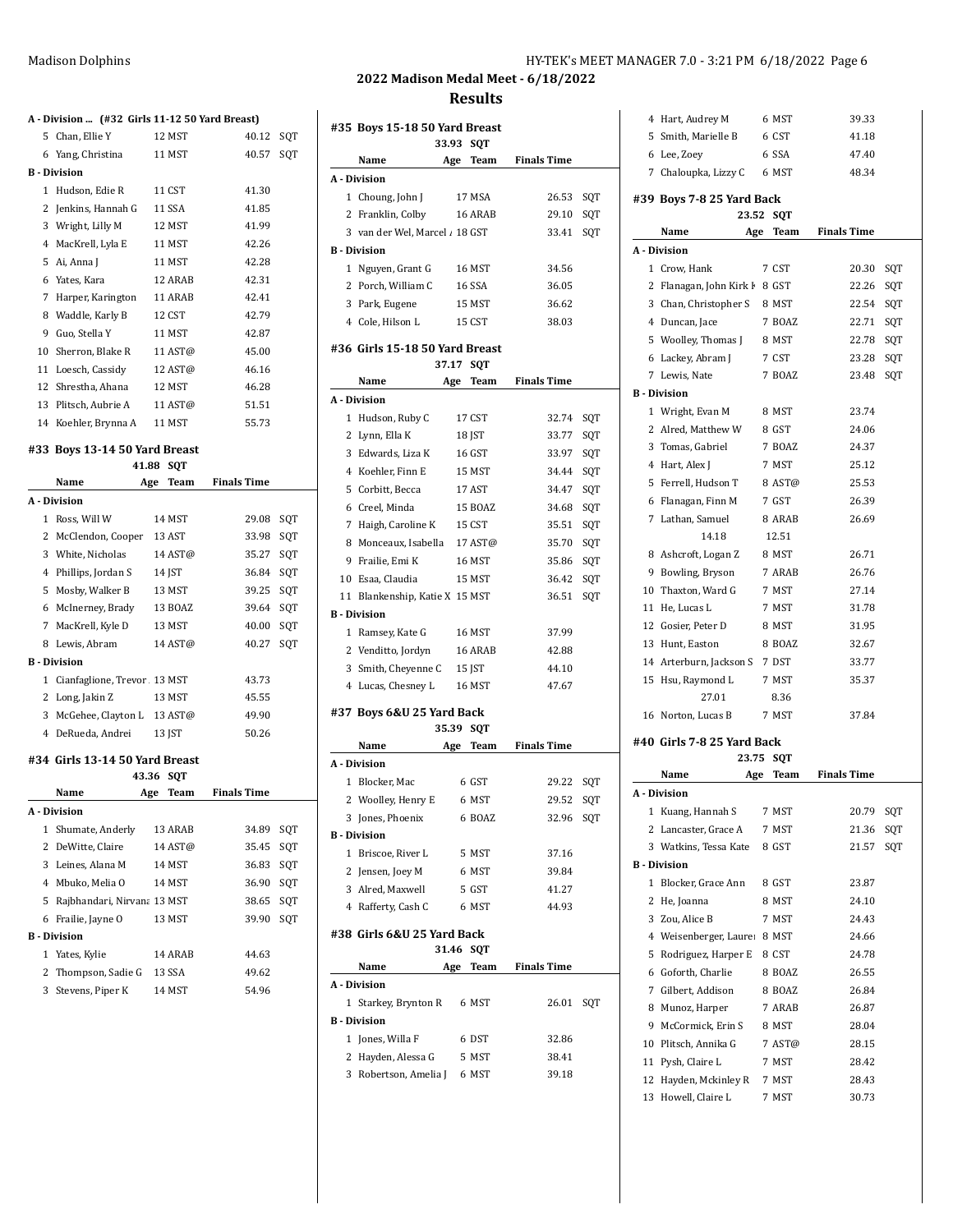# 2022 Madison Medal Meet - 6/18/2022

## Results

### A - Division ... (#32 Girls 11-12 50 Yard Breast)

| | Name | Age | Team | Finals Time | |
|---|---|---|---|---|---|
| 5 | Chan, Ellie Y | 12 | MST | 40.12 | SQT |
| 6 | Yang, Christina | 11 | MST | 40.57 | SQT |
| **B - Division** | | | | | |
| 1 | Hudson, Edie R | 11 | CST | 41.30 | |
| 2 | Jenkins, Hannah G | 11 | SSA | 41.85 | |
| 3 | Wright, Lilly M | 12 | MST | 41.99 | |
| 4 | MacKrell, Lyla E | 11 | MST | 42.26 | |
| 5 | Ai, Anna J | 11 | MST | 42.28 | |
| 6 | Yates, Kara | 12 | ARAB | 42.31 | |
| 7 | Harper, Karington | 11 | ARAB | 42.41 | |
| 8 | Waddle, Karly B | 12 | CST | 42.79 | |
| 9 | Guo, Stella Y | 11 | MST | 42.87 | |
| 10 | Sherron, Blake R | 11 | AST@ | 45.00 | |
| 11 | Loesch, Cassidy | 12 | AST@ | 46.16 | |
| 12 | Shrestha, Ahana | 12 | MST | 46.28 | |
| 13 | Plitsch, Aubrie A | 11 | AST@ | 51.51 | |
| 14 | Koehler, Brynna A | 11 | MST | 55.73 | |

### #33 Boys 13-14 50 Yard Breast

41.88 SQT

| | Name | Age | Team | Finals Time | |
|---|---|---|---|---|---|
| **A - Division** | | | | | |
| 1 | Ross, Will W | 14 | MST | 29.08 | SQT |
| 2 | McClendon, Cooper | 13 | AST | 33.98 | SQT |
| 3 | White, Nicholas | 14 | AST@ | 35.27 | SQT |
| 4 | Phillips, Jordan S | 14 | JST | 36.84 | SQT |
| 5 | Mosby, Walker B | 13 | MST | 39.25 | SQT |
| 6 | McInerney, Brady | 13 | BOAZ | 39.64 | SQT |
| 7 | MacKrell, Kyle D | 13 | MST | 40.00 | SQT |
| 8 | Lewis, Abram | 14 | AST@ | 40.27 | SQT |
| **B - Division** | | | | | |
| 1 | Cianfaglione, Trevor | 13 | MST | 43.73 | |
| 2 | Long, Jakin Z | 13 | MST | 45.55 | |
| 3 | McGehee, Clayton L | 13 | AST@ | 49.90 | |
| 4 | DeRueda, Andrei | 13 | JST | 50.26 | |

### #34 Girls 13-14 50 Yard Breast

43.36 SQT

| | Name | Age | Team | Finals Time | |
|---|---|---|---|---|---|
| **A - Division** | | | | | |
| 1 | Shumate, Anderly | 13 | ARAB | 34.89 | SQT |
| 2 | DeWitte, Claire | 14 | AST@ | 35.45 | SQT |
| 3 | Leines, Alana M | 14 | MST | 36.83 | SQT |
| 4 | Mbuko, Melia O | 14 | MST | 36.90 | SQT |
| 5 | Rajbhandari, Nirvana | 13 | MST | 38.65 | SQT |
| 6 | Frailie, Jayne O | 13 | MST | 39.90 | SQT |
| **B - Division** | | | | | |
| 1 | Yates, Kylie | 14 | ARAB | 44.63 | |
| 2 | Thompson, Sadie G | 13 | SSA | 49.62 | |
| 3 | Stevens, Piper K | 14 | MST | 54.96 | |

### #35 Boys 15-18 50 Yard Breast

33.93 SQT

| | Name | Age | Team | Finals Time | |
|---|---|---|---|---|---|
| **A - Division** | | | | | |
| 1 | Choung, John J | 17 | MSA | 26.53 | SQT |
| 2 | Franklin, Colby | 16 | ARAB | 29.10 | SQT |
| 3 | van der Wel, Marcel | 18 | GST | 33.41 | SQT |
| **B - Division** | | | | | |
| 1 | Nguyen, Grant G | 16 | MST | 34.56 | |
| 2 | Porch, William C | 16 | SSA | 36.05 | |
| 3 | Park, Eugene | 15 | MST | 36.62 | |
| 4 | Cole, Hilson L | 15 | CST | 38.03 | |

### #36 Girls 15-18 50 Yard Breast

37.17 SQT

| | Name | Age | Team | Finals Time | |
|---|---|---|---|---|---|
| **A - Division** | | | | | |
| 1 | Hudson, Ruby C | 17 | CST | 32.74 | SQT |
| 2 | Lynn, Ella K | 18 | JST | 33.77 | SQT |
| 3 | Edwards, Liza K | 16 | GST | 33.97 | SQT |
| 4 | Koehler, Finn E | 15 | MST | 34.44 | SQT |
| 5 | Corbitt, Becca | 17 | AST | 34.47 | SQT |
| 6 | Creel, Minda | 15 | BOAZ | 34.68 | SQT |
| 7 | Haigh, Caroline K | 15 | CST | 35.51 | SQT |
| 8 | Monceaux, Isabella | 17 | AST@ | 35.70 | SQT |
| 9 | Frailie, Emi K | 16 | MST | 35.86 | SQT |
| 10 | Esaa, Claudia | 15 | MST | 36.42 | SQT |
| 11 | Blankenship, Katie X | 15 | MST | 36.51 | SQT |
| **B - Division** | | | | | |
| 1 | Ramsey, Kate G | 16 | MST | 37.99 | |
| 2 | Venditto, Jordyn | 16 | ARAB | 42.88 | |
| 3 | Smith, Cheyenne C | 15 | JST | 44.10 | |
| 4 | Lucas, Chesney L | 16 | MST | 47.67 | |

### #37 Boys 6&U 25 Yard Back

35.39 SQT

| | Name | Age | Team | Finals Time | |
|---|---|---|---|---|---|
| **A - Division** | | | | | |
| 1 | Blocker, Mac | 6 | GST | 29.22 | SQT |
| 2 | Woolley, Henry E | 6 | MST | 29.52 | SQT |
| 3 | Jones, Phoenix | 6 | BOAZ | 32.96 | SQT |
| **B - Division** | | | | | |
| 1 | Briscoe, River L | 5 | MST | 37.16 | |
| 2 | Jensen, Joey M | 6 | MST | 39.84 | |
| 3 | Alred, Maxwell | 5 | GST | 41.27 | |
| 4 | Rafferty, Cash C | 6 | MST | 44.93 | |

### #38 Girls 6&U 25 Yard Back

31.46 SQT

| | Name | Age | Team | Finals Time | |
|---|---|---|---|---|---|
| **A - Division** | | | | | |
| 1 | Starkey, Brynton R | 6 | MST | 26.01 | SQT |
| **B - Division** | | | | | |
| 1 | Jones, Willa F | 6 | DST | 32.86 | |
| 2 | Hayden, Alessa G | 5 | MST | 38.41 | |
| 3 | Robertson, Amelia J | 6 | MST | 39.18 | |
| 4 | Hart, Audrey M | 6 | MST | 39.33 | |
| 5 | Smith, Marielle B | 6 | CST | 41.18 | |
| 6 | Lee, Zoey | 6 | SSA | 47.40 | |
| 7 | Chaloupka, Lizzy C | 6 | MST | 48.34 | |

### #39 Boys 7-8 25 Yard Back

23.52 SQT

| | Name | Age | Team | Finals Time | |
|---|---|---|---|---|---|
| **A - Division** | | | | | |
| 1 | Crow, Hank | 7 | CST | 20.30 | SQT |
| 2 | Flanagan, John Kirk | 8 | GST | 22.26 | SQT |
| 3 | Chan, Christopher S | 8 | MST | 22.54 | SQT |
| 4 | Duncan, Jace | 7 | BOAZ | 22.71 | SQT |
| 5 | Woolley, Thomas J | 8 | MST | 22.78 | SQT |
| 6 | Lackey, Abram J | 7 | CST | 23.28 | SQT |
| 7 | Lewis, Nate | 7 | BOAZ | 23.48 | SQT |
| **B - Division** | | | | | |
| 1 | Wright, Evan M | 8 | MST | 23.74 | |
| 2 | Alred, Matthew W | 8 | GST | 24.06 | |
| 3 | Tomas, Gabriel | 7 | BOAZ | 24.37 | |
| 4 | Hart, Alex J | 7 | MST | 25.12 | |
| 5 | Ferrell, Hudson T | 8 | AST@ | 25.53 | |
| 6 | Flanagan, Finn M | 7 | GST | 26.39 | |
| 7 | Lathan, Samuel | 8 | ARAB | 26.69 | |
| | 14.18 | | 12.51 | | |
| 8 | Ashcroft, Logan Z | 8 | MST | 26.71 | |
| 9 | Bowling, Bryson | 7 | ARAB | 26.76 | |
| 10 | Thaxton, Ward G | 7 | MST | 27.14 | |
| 11 | He, Lucas L | 7 | MST | 31.78 | |
| 12 | Gosier, Peter D | 8 | MST | 31.95 | |
| 13 | Hunt, Easton | 8 | BOAZ | 32.67 | |
| 14 | Arterburn, Jackson S | 7 | DST | 33.77 | |
| 15 | Hsu, Raymond L | 7 | MST | 35.37 | |
| | 27.01 | | 8.36 | | |
| 16 | Norton, Lucas B | 7 | MST | 37.84 | |

### #40 Girls 7-8 25 Yard Back

23.75 SQT

| | Name | Age | Team | Finals Time | |
|---|---|---|---|---|---|
| **A - Division** | | | | | |
| 1 | Kuang, Hannah S | 7 | MST | 20.79 | SQT |
| 2 | Lancaster, Grace A | 7 | MST | 21.36 | SQT |
| 3 | Watkins, Tessa Kate | 8 | GST | 21.57 | SQT |
| **B - Division** | | | | | |
| 1 | Blocker, Grace Ann | 8 | GST | 23.87 | |
| 2 | He, Joanna | 8 | MST | 24.10 | |
| 3 | Zou, Alice B | 7 | MST | 24.43 | |
| 4 | Weisenberger, Lauren | 8 | MST | 24.66 | |
| 5 | Rodriguez, Harper E | 8 | CST | 24.78 | |
| 6 | Goforth, Charlie | 8 | BOAZ | 26.55 | |
| 7 | Gilbert, Addison | 8 | BOAZ | 26.84 | |
| 8 | Munoz, Harper | 7 | ARAB | 26.87 | |
| 9 | McCormick, Erin S | 8 | MST | 28.04 | |
| 10 | Plitsch, Annika G | 7 | AST@ | 28.15 | |
| 11 | Pysh, Claire L | 7 | MST | 28.42 | |
| 12 | Hayden, Mckinley R | 7 | MST | 28.43 | |
| 13 | Howell, Claire L | 7 | MST | 30.73 | |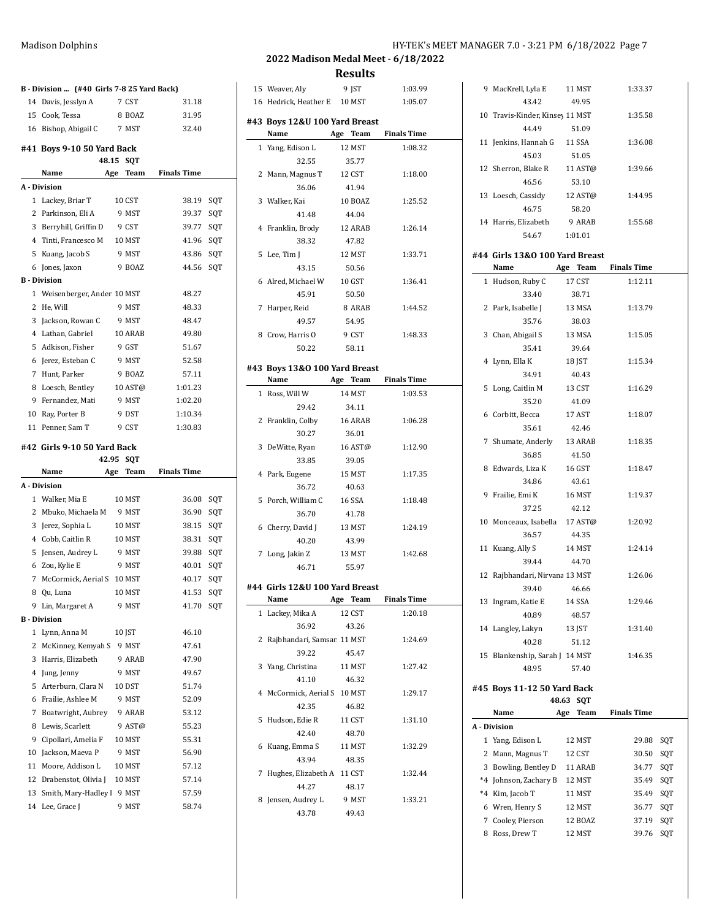## 2022 Madison Medal Meet - 6/18/2022

## Results

### B - Division ... (#40 Girls 7-8 25 Yard Back)

| Place | Name | Age | Team | Finals Time |
|---|---|---|---|---|
| 14 | Davis, Jesslyn A | 7 | CST | 31.18 |
| 15 | Cook, Tessa | 8 | BOAZ | 31.95 |
| 16 | Bishop, Abigail C | 7 | MST | 32.40 |

### #41 Boys 9-10 50 Yard Back

48.15 SQT

| Place | Name | Age | Team | Finals Time | |
|---|---|---|---|---|---|
| **A - Division** | | | | | |
| 1 | Lackey, Briar T | 10 | CST | 38.19 | SQT |
| 2 | Parkinson, Eli A | 9 | MST | 39.37 | SQT |
| 3 | Berryhill, Griffin D | 9 | CST | 39.77 | SQT |
| 4 | Tinti, Francesco M | 10 | MST | 41.96 | SQT |
| 5 | Kuang, Jacob S | 9 | MST | 43.86 | SQT |
| 6 | Jones, Jaxon | 9 | BOAZ | 44.56 | SQT |
| **B - Division** | | | | | |
| 1 | Weisenberger, Ander | 10 | MST | 48.27 | |
| 2 | He, Will | 9 | MST | 48.33 | |
| 3 | Jackson, Rowan C | 9 | MST | 48.47 | |
| 4 | Lathan, Gabriel | 10 | ARAB | 49.80 | |
| 5 | Adkison, Fisher | 9 | GST | 51.67 | |
| 6 | Jerez, Esteban C | 9 | MST | 52.58 | |
| 7 | Hunt, Parker | 9 | BOAZ | 57.11 | |
| 8 | Loesch, Bentley | 10 | AST@ | 1:01.23 | |
| 9 | Fernandez, Mati | 9 | MST | 1:02.20 | |
| 10 | Ray, Porter B | 9 | DST | 1:10.34 | |
| 11 | Penner, Sam T | 9 | CST | 1:30.83 | |

### #42 Girls 9-10 50 Yard Back

42.95 SQT

| Place | Name | Age | Team | Finals Time | |
|---|---|---|---|---|---|
| **A - Division** | | | | | |
| 1 | Walker, Mia E | 10 | MST | 36.08 | SQT |
| 2 | Mbuko, Michaela M | 9 | MST | 36.90 | SQT |
| 3 | Jerez, Sophia L | 10 | MST | 38.15 | SQT |
| 4 | Cobb, Caitlin R | 10 | MST | 38.31 | SQT |
| 5 | Jensen, Audrey L | 9 | MST | 39.88 | SQT |
| 6 | Zou, Kylie E | 9 | MST | 40.01 | SQT |
| 7 | McCormick, Aerial S | 10 | MST | 40.17 | SQT |
| 8 | Qu, Luna | 10 | MST | 41.53 | SQT |
| 9 | Lin, Margaret A | 9 | MST | 41.70 | SQT |
| **B - Division** | | | | | |
| 1 | Lynn, Anna M | 10 | JST | 46.10 | |
| 2 | McKinney, Kemyah S | 9 | MST | 47.61 | |
| 3 | Harris, Elizabeth | 9 | ARAB | 47.90 | |
| 4 | Jung, Jenny | 9 | MST | 49.67 | |
| 5 | Arterburn, Clara N | 10 | DST | 51.74 | |
| 6 | Frailie, Ashlee M | 9 | MST | 52.09 | |
| 7 | Boatwright, Aubrey | 9 | ARAB | 53.12 | |
| 8 | Lewis, Scarlett | 9 | AST@ | 55.23 | |
| 9 | Cipollari, Amelia F | 10 | MST | 55.31 | |
| 10 | Jackson, Maeva P | 9 | MST | 56.90 | |
| 11 | Moore, Addison L | 10 | MST | 57.12 | |
| 12 | Drabenstot, Olivia J | 10 | MST | 57.14 | |
| 13 | Smith, Mary-Hadley I | 9 | MST | 57.59 | |
| 14 | Lee, Grace J | 9 | MST | 58.74 | |
| 15 | Weaver, Aly | 9 | JST | 1:03.99 | |
| 16 | Hedrick, Heather E | 10 | MST | 1:05.07 | |

### #43 Boys 12&U 100 Yard Breast

| Place | Name | Age | Team | Finals Time |
|---|---|---|---|---|
| 1 | Yang, Edison L | 12 | MST | 1:08.32 |
| | 32.55 | 35.77 | | |
| 2 | Mann, Magnus T | 12 | CST | 1:18.00 |
| | 36.06 | 41.94 | | |
| 3 | Walker, Kai | 10 | BOAZ | 1:25.52 |
| | 41.48 | 44.04 | | |
| 4 | Franklin, Brody | 12 | ARAB | 1:26.14 |
| | 38.32 | 47.82 | | |
| 5 | Lee, Tim J | 12 | MST | 1:33.71 |
| | 43.15 | 50.56 | | |
| 6 | Alred, Michael W | 10 | GST | 1:36.41 |
| | 45.91 | 50.50 | | |
| 7 | Harper, Reid | 8 | ARAB | 1:44.52 |
| | 49.57 | 54.95 | | |
| 8 | Crow, Harris O | 9 | CST | 1:48.33 |
| | 50.22 | 58.11 | | |

### #43 Boys 13&O 100 Yard Breast

| Place | Name | Age | Team | Finals Time |
|---|---|---|---|---|
| 1 | Ross, Will W | 14 | MST | 1:03.53 |
| | 29.42 | 34.11 | | |
| 2 | Franklin, Colby | 16 | ARAB | 1:06.28 |
| | 30.27 | 36.01 | | |
| 3 | DeWitte, Ryan | 16 | AST@ | 1:12.90 |
| | 33.85 | 39.05 | | |
| 4 | Park, Eugene | 15 | MST | 1:17.35 |
| | 36.72 | 40.63 | | |
| 5 | Porch, William C | 16 | SSA | 1:18.48 |
| | 36.70 | 41.78 | | |
| 6 | Cherry, David J | 13 | MST | 1:24.19 |
| | 40.20 | 43.99 | | |
| 7 | Long, Jakin Z | 13 | MST | 1:42.68 |
| | 46.71 | 55.97 | | |

### #44 Girls 12&U 100 Yard Breast

| Place | Name | Age | Team | Finals Time |
|---|---|---|---|---|
| 1 | Lackey, Mika A | 12 | CST | 1:20.18 |
| | 36.92 | 43.26 | | |
| 2 | Rajbhandari, Samsar | 11 | MST | 1:24.69 |
| | 39.22 | 45.47 | | |
| 3 | Yang, Christina | 11 | MST | 1:27.42 |
| | 41.10 | 46.32 | | |
| 4 | McCormick, Aerial S | 10 | MST | 1:29.17 |
| | 42.35 | 46.82 | | |
| 5 | Hudson, Edie R | 11 | CST | 1:31.10 |
| | 42.40 | 48.70 | | |
| 6 | Kuang, Emma S | 11 | MST | 1:32.29 |
| | 43.94 | 48.35 | | |
| 7 | Hughes, Elizabeth A | 11 | CST | 1:32.44 |
| | 44.27 | 48.17 | | |
| 8 | Jensen, Audrey L | 9 | MST | 1:33.21 |
| | 43.78 | 49.43 | | |
| 9 | MacKrell, Lyla E | 11 | MST | 1:33.37 |
| | 43.42 | 49.95 | | |
| 10 | Travis-Kinder, Kinsey | 11 | MST | 1:35.58 |
| | 44.49 | 51.09 | | |
| 11 | Jenkins, Hannah G | 11 | SSA | 1:36.08 |
| | 45.03 | 51.05 | | |
| 12 | Sherron, Blake R | 11 | AST@ | 1:39.66 |
| | 46.56 | 53.10 | | |
| 13 | Loesch, Cassidy | 12 | AST@ | 1:44.95 |
| | 46.75 | 58.20 | | |
| 14 | Harris, Elizabeth | 9 | ARAB | 1:55.68 |
| | 54.67 | 1:01.01 | | |

### #44 Girls 13&O 100 Yard Breast

| Place | Name | Age | Team | Finals Time |
|---|---|---|---|---|
| 1 | Hudson, Ruby C | 17 | CST | 1:12.11 |
| | 33.40 | 38.71 | | |
| 2 | Park, Isabelle J | 13 | MSA | 1:13.79 |
| | 35.76 | 38.03 | | |
| 3 | Chan, Abigail S | 13 | MSA | 1:15.05 |
| | 35.41 | 39.64 | | |
| 4 | Lynn, Ella K | 18 | JST | 1:15.34 |
| | 34.91 | 40.43 | | |
| 5 | Long, Caitlin M | 13 | CST | 1:16.29 |
| | 35.20 | 41.09 | | |
| 6 | Corbitt, Becca | 17 | AST | 1:18.07 |
| | 35.61 | 42.46 | | |
| 7 | Shumate, Anderly | 13 | ARAB | 1:18.35 |
| | 36.85 | 41.50 | | |
| 8 | Edwards, Liza K | 16 | GST | 1:18.47 |
| | 34.86 | 43.61 | | |
| 9 | Frailie, Emi K | 16 | MST | 1:19.37 |
| | 37.25 | 42.12 | | |
| 10 | Monceaux, Isabella | 17 | AST@ | 1:20.92 |
| | 36.57 | 44.35 | | |
| 11 | Kuang, Ally S | 14 | MST | 1:24.14 |
| | 39.44 | 44.70 | | |
| 12 | Rajbhandari, Nirvana | 13 | MST | 1:26.06 |
| | 39.40 | 46.66 | | |
| 13 | Ingram, Katie E | 14 | SSA | 1:29.46 |
| | 40.89 | 48.57 | | |
| 14 | Langley, Lakyn | 13 | JST | 1:31.40 |
| | 40.28 | 51.12 | | |
| 15 | Blankenship, Sarah J | 14 | MST | 1:46.35 |
| | 48.95 | 57.40 | | |

### #45 Boys 11-12 50 Yard Back

48.63 SQT

| Place | Name | Age | Team | Finals Time | |
|---|---|---|---|---|---|
| **A - Division** | | | | | |
| 1 | Yang, Edison L | 12 | MST | 29.88 | SQT |
| 2 | Mann, Magnus T | 12 | CST | 30.50 | SQT |
| 3 | Bowling, Bentley D | 11 | ARAB | 34.77 | SQT |
| *4 | Johnson, Zachary B | 12 | MST | 35.49 | SQT |
| *4 | Kim, Jacob T | 11 | MST | 35.49 | SQT |
| 6 | Wren, Henry S | 12 | MST | 36.77 | SQT |
| 7 | Cooley, Pierson | 12 | BOAZ | 37.19 | SQT |
| 8 | Ross, Drew T | 12 | MST | 39.76 | SQT |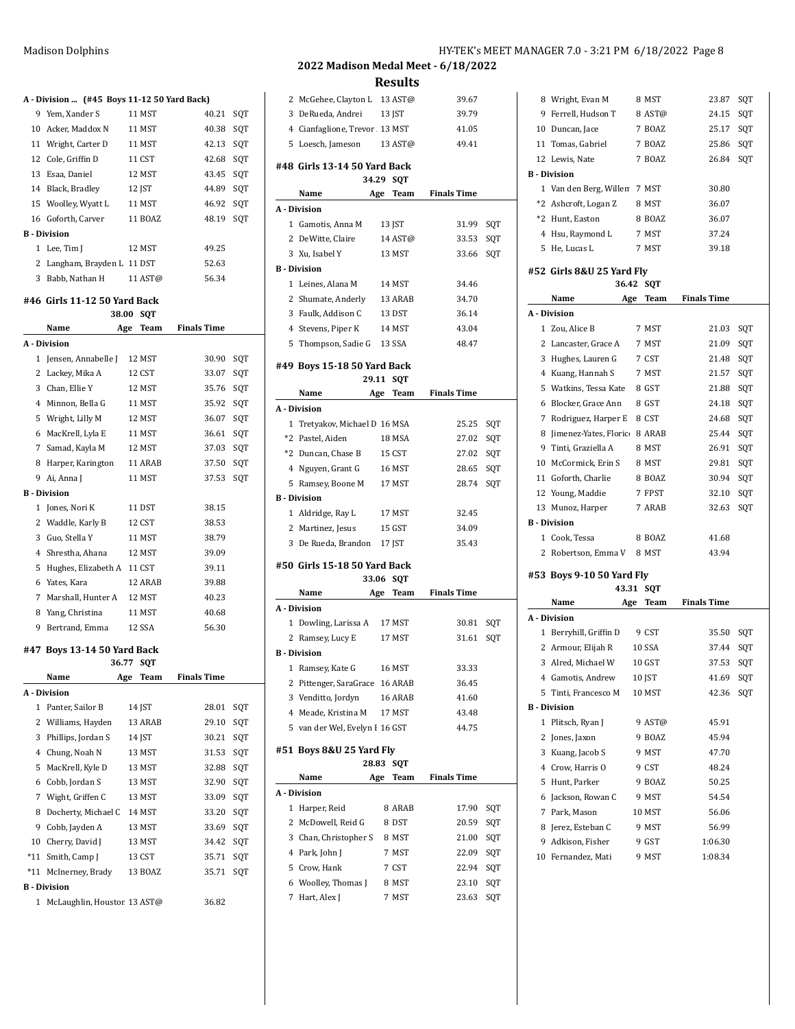## 2022 Madison Medal Meet - 6/18/2022

## Results

**A - Division ... (#45 Boys 11-12 50 Yard Back)**

| | Name | Age | Team | Finals Time | |
|---|---|---|---|---|---|
| 9 | Yem, Xander S | 11 | MST | 40.21 | SQT |
| 10 | Acker, Maddox N | 11 | MST | 40.38 | SQT |
| 11 | Wright, Carter D | 11 | MST | 42.13 | SQT |
| 12 | Cole, Griffin D | 11 | CST | 42.68 | SQT |
| 13 | Esaa, Daniel | 12 | MST | 43.45 | SQT |
| 14 | Black, Bradley | 12 | JST | 44.89 | SQT |
| 15 | Woolley, Wyatt L | 11 | MST | 46.92 | SQT |
| 16 | Goforth, Carver | 11 | BOAZ | 48.19 | SQT |
| **B - Division** | | | | | |
| 1 | Lee, Tim J | 12 | MST | 49.25 | |
| 2 | Langham, Brayden L | 11 | DST | 52.63 | |
| 3 | Babb, Nathan H | 11 | AST@ | 56.34 | |

### #46 Girls 11-12 50 Yard Back

38.00 SQT

| | Name | Age | Team | Finals Time | |
|---|---|---|---|---|---|
| **A - Division** | | | | | |
| 1 | Jensen, Annabelle J | 12 | MST | 30.90 | SQT |
| 2 | Lackey, Mika A | 12 | CST | 33.07 | SQT |
| 3 | Chan, Ellie Y | 12 | MST | 35.76 | SQT |
| 4 | Minnon, Bella G | 11 | MST | 35.92 | SQT |
| 5 | Wright, Lilly M | 12 | MST | 36.07 | SQT |
| 6 | MacKrell, Lyla E | 11 | MST | 36.61 | SQT |
| 7 | Samad, Kayla M | 12 | MST | 37.03 | SQT |
| 8 | Harper, Karington | 11 | ARAB | 37.50 | SQT |
| 9 | Ai, Anna J | 11 | MST | 37.53 | SQT |
| **B - Division** | | | | | |
| 1 | Jones, Nori K | 11 | DST | 38.15 | |
| 2 | Waddle, Karly B | 12 | CST | 38.53 | |
| 3 | Guo, Stella Y | 11 | MST | 38.79 | |
| 4 | Shrestha, Ahana | 12 | MST | 39.09 | |
| 5 | Hughes, Elizabeth A | 11 | CST | 39.11 | |
| 6 | Yates, Kara | 12 | ARAB | 39.88 | |
| 7 | Marshall, Hunter A | 12 | MST | 40.23 | |
| 8 | Yang, Christina | 11 | MST | 40.68 | |
| 9 | Bertrand, Emma | 12 | SSA | 56.30 | |

### #47 Boys 13-14 50 Yard Back

36.77 SQT

| | Name | Age | Team | Finals Time | |
|---|---|---|---|---|---|
| **A - Division** | | | | | |
| 1 | Panter, Sailor B | 14 | JST | 28.01 | SQT |
| 2 | Williams, Hayden | 13 | ARAB | 29.10 | SQT |
| 3 | Phillips, Jordan S | 14 | JST | 30.21 | SQT |
| 4 | Chung, Noah N | 13 | MST | 31.53 | SQT |
| 5 | MacKrell, Kyle D | 13 | MST | 32.88 | SQT |
| 6 | Cobb, Jordan S | 13 | MST | 32.90 | SQT |
| 7 | Wight, Griffen C | 13 | MST | 33.09 | SQT |
| 8 | Docherty, Michael C | 14 | MST | 33.20 | SQT |
| 9 | Cobb, Jayden A | 13 | MST | 33.69 | SQT |
| 10 | Cherry, David J | 13 | MST | 34.42 | SQT |
| *11 | Smith, Camp J | 13 | CST | 35.71 | SQT |
| *11 | McInerney, Brady | 13 | BOAZ | 35.71 | SQT |
| **B - Division** | | | | | |
| 1 | McLaughlin, Houston | 13 | AST@ | 36.82 | |
| 2 | McGehee, Clayton L | 13 | AST@ | 39.67 | |
| 3 | DeRueda, Andrei | 13 | JST | 39.79 | |
| 4 | Cianfaglione, Trevor | 13 | MST | 41.05 | |
| 5 | Loesch, Jameson | 13 | AST@ | 49.41 | |

### #48 Girls 13-14 50 Yard Back

34.29 SQT

| | Name | Age | Team | Finals Time | |
|---|---|---|---|---|---|
| **A - Division** | | | | | |
| 1 | Gamotis, Anna M | 13 | JST | 31.99 | SQT |
| 2 | DeWitte, Claire | 14 | AST@ | 33.53 | SQT |
| 3 | Xu, Isabel Y | 13 | MST | 33.66 | SQT |
| **B - Division** | | | | | |
| 1 | Leines, Alana M | 14 | MST | 34.46 | |
| 2 | Shumate, Anderly | 13 | ARAB | 34.70 | |
| 3 | Faulk, Addison C | 13 | DST | 36.14 | |
| 4 | Stevens, Piper K | 14 | MST | 43.04 | |
| 5 | Thompson, Sadie G | 13 | SSA | 48.47 | |

### #49 Boys 15-18 50 Yard Back

29.11 SQT

| | Name | Age | Team | Finals Time | |
|---|---|---|---|---|---|
| **A - Division** | | | | | |
| 1 | Tretyakov, Michael D | 16 | MSA | 25.25 | SQT |
| *2 | Pastel, Aiden | 18 | MSA | 27.02 | SQT |
| *2 | Duncan, Chase B | 15 | CST | 27.02 | SQT |
| 4 | Nguyen, Grant G | 16 | MST | 28.65 | SQT |
| 5 | Ramsey, Boone M | 17 | MST | 28.74 | SQT |
| **B - Division** | | | | | |
| 1 | Aldridge, Ray L | 17 | MST | 32.45 | |
| 2 | Martinez, Jesus | 15 | GST | 34.09 | |
| 3 | De Rueda, Brandon | 17 | JST | 35.43 | |

### #50 Girls 15-18 50 Yard Back

33.06 SQT

| | Name | Age | Team | Finals Time | |
|---|---|---|---|---|---|
| **A - Division** | | | | | |
| 1 | Dowling, Larissa A | 17 | MST | 30.81 | SQT |
| 2 | Ramsey, Lucy E | 17 | MST | 31.61 | SQT |
| **B - Division** | | | | | |
| 1 | Ramsey, Kate G | 16 | MST | 33.33 | |
| 2 | Pittenger, SaraGrace | 16 | ARAB | 36.45 | |
| 3 | Venditto, Jordyn | 16 | ARAB | 41.60 | |
| 4 | Meade, Kristina M | 17 | MST | 43.48 | |
| 5 | van der Wel, Evelyn I | 16 | GST | 44.75 | |

### #51 Boys 8&U 25 Yard Fly

28.83 SQT

| | Name | Age | Team | Finals Time | |
|---|---|---|---|---|---|
| **A - Division** | | | | | |
| 1 | Harper, Reid | 8 | ARAB | 17.90 | SQT |
| 2 | McDowell, Reid G | 8 | DST | 20.59 | SQT |
| 3 | Chan, Christopher S | 8 | MST | 21.00 | SQT |
| 4 | Park, John J | 7 | MST | 22.09 | SQT |
| 5 | Crow, Hank | 7 | CST | 22.94 | SQT |
| 6 | Woolley, Thomas J | 8 | MST | 23.10 | SQT |
| 7 | Hart, Alex J | 7 | MST | 23.63 | SQT |
| 8 | Wright, Evan M | 8 | MST | 23.87 | SQT |
| 9 | Ferrell, Hudson T | 8 | AST@ | 24.15 | SQT |
| 10 | Duncan, Jace | 7 | BOAZ | 25.17 | SQT |
| 11 | Tomas, Gabriel | 7 | BOAZ | 25.86 | SQT |
| 12 | Lewis, Nate | 7 | BOAZ | 26.84 | SQT |
| **B - Division** | | | | | |
| 1 | Van den Berg, Willem | 7 | MST | 30.80 | |
| *2 | Ashcroft, Logan Z | 8 | MST | 36.07 | |
| *2 | Hunt, Easton | 8 | BOAZ | 36.07 | |
| 4 | Hsu, Raymond L | 7 | MST | 37.24 | |
| 5 | He, Lucas L | 7 | MST | 39.18 | |

### #52 Girls 8&U 25 Yard Fly

36.42 SQT

| | Name | Age | Team | Finals Time | |
|---|---|---|---|---|---|
| **A - Division** | | | | | |
| 1 | Zou, Alice B | 7 | MST | 21.03 | SQT |
| 2 | Lancaster, Grace A | 7 | MST | 21.09 | SQT |
| 3 | Hughes, Lauren G | 7 | CST | 21.48 | SQT |
| 4 | Kuang, Hannah S | 7 | MST | 21.57 | SQT |
| 5 | Watkins, Tessa Kate | 8 | GST | 21.88 | SQT |
| 6 | Blocker, Grace Ann | 8 | GST | 24.18 | SQT |
| 7 | Rodriguez, Harper E | 8 | CST | 24.68 | SQT |
| 8 | Jimenez-Yates, Florica | 8 | ARAB | 25.44 | SQT |
| 9 | Tinti, Graziella A | 8 | MST | 26.91 | SQT |
| 10 | McCormick, Erin S | 8 | MST | 29.81 | SQT |
| 11 | Goforth, Charlie | 8 | BOAZ | 30.94 | SQT |
| 12 | Young, Maddie | 7 | FPST | 32.10 | SQT |
| 13 | Munoz, Harper | 7 | ARAB | 32.63 | SQT |
| **B - Division** | | | | | |
| 1 | Cook, Tessa | 8 | BOAZ | 41.68 | |
| 2 | Robertson, Emma V | 8 | MST | 43.94 | |

### #53 Boys 9-10 50 Yard Fly

43.31 SQT

| | Name | Age | Team | Finals Time | |
|---|---|---|---|---|---|
| **A - Division** | | | | | |
| 1 | Berryhill, Griffin D | 9 | CST | 35.50 | SQT |
| 2 | Armour, Elijah R | 10 | SSA | 37.44 | SQT |
| 3 | Alred, Michael W | 10 | GST | 37.53 | SQT |
| 4 | Gamotis, Andrew | 10 | JST | 41.69 | SQT |
| 5 | Tinti, Francesco M | 10 | MST | 42.36 | SQT |
| **B - Division** | | | | | |
| 1 | Plitsch, Ryan J | 9 | AST@ | 45.91 | |
| 2 | Jones, Jaxon | 9 | BOAZ | 45.94 | |
| 3 | Kuang, Jacob S | 9 | MST | 47.70 | |
| 4 | Crow, Harris O | 9 | CST | 48.24 | |
| 5 | Hunt, Parker | 9 | BOAZ | 50.25 | |
| 6 | Jackson, Rowan C | 9 | MST | 54.54 | |
| 7 | Park, Mason | 10 | MST | 56.06 | |
| 8 | Jerez, Esteban C | 9 | MST | 56.99 | |
| 9 | Adkison, Fisher | 9 | GST | 1:06.30 | |
| 10 | Fernandez, Mati | 9 | MST | 1:08.34 | |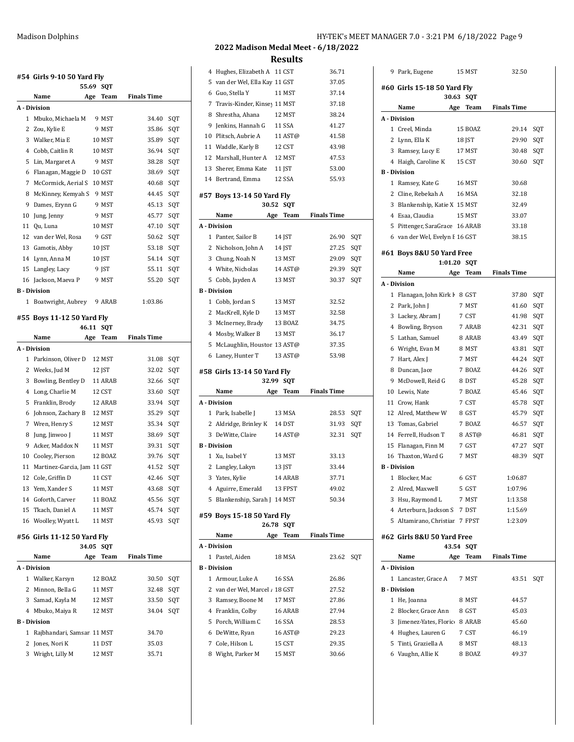## 2022 Madison Medal Meet - 6/18/2022

### Results

#### #54 Girls 9-10 50 Yard Fly

55.69 SQT

| | Name | Age | Team | Finals Time | |
|---|---|---|---|---|---|
| **A - Division** | | | | | |
| 1 | Mbuko, Michaela M | 9 | MST | 34.40 | SQT |
| 2 | Zou, Kylie E | 9 | MST | 35.86 | SQT |
| 3 | Walker, Mia E | 10 | MST | 35.89 | SQT |
| 4 | Cobb, Caitlin R | 10 | MST | 36.94 | SQT |
| 5 | Lin, Margaret A | 9 | MST | 38.28 | SQT |
| 6 | Flanagan, Maggie D | 10 | GST | 38.69 | SQT |
| 7 | McCormick, Aerial S | 10 | MST | 40.68 | SQT |
| 8 | McKinney, Kemyah S | 9 | MST | 44.45 | SQT |
| 9 | Dames, Erynn G | 9 | MST | 45.13 | SQT |
| 10 | Jung, Jenny | 9 | MST | 45.77 | SQT |
| 11 | Qu, Luna | 10 | MST | 47.10 | SQT |
| 12 | van der Wel, Rosa | 9 | GST | 50.62 | SQT |
| 13 | Gamotis, Abby | 10 | JST | 53.18 | SQT |
| 14 | Lynn, Anna M | 10 | JST | 54.14 | SQT |
| 15 | Langley, Lacy | 9 | JST | 55.11 | SQT |
| 16 | Jackson, Maeva P | 9 | MST | 55.20 | SQT |
| **B - Division** | | | | | |
| 1 | Boatwright, Aubrey | 9 | ARAB | 1:03.86 | |

#### #55 Boys 11-12 50 Yard Fly

46.11 SQT

| | Name | Age | Team | Finals Time | |
|---|---|---|---|---|---|
| **A - Division** | | | | | |
| 1 | Parkinson, Oliver D | 12 | MST | 31.08 | SQT |
| 2 | Weeks, Jud M | 12 | JST | 32.02 | SQT |
| 3 | Bowling, Bentley D | 11 | ARAB | 32.66 | SQT |
| 4 | Long, Charlie M | 12 | CST | 33.60 | SQT |
| 5 | Franklin, Brody | 12 | ARAB | 33.94 | SQT |
| 6 | Johnson, Zachary B | 12 | MST | 35.29 | SQT |
| 7 | Wren, Henry S | 12 | MST | 35.34 | SQT |
| 8 | Jung, Jinwoo J | 11 | MST | 38.69 | SQT |
| 9 | Acker, Maddox N | 11 | MST | 39.31 | SQT |
| 10 | Cooley, Pierson | 12 | BOAZ | 39.76 | SQT |
| 11 | Martinez-Garcia, Jam | 11 | GST | 41.52 | SQT |
| 12 | Cole, Griffin D | 11 | CST | 42.46 | SQT |
| 13 | Yem, Xander S | 11 | MST | 43.68 | SQT |
| 14 | Goforth, Carver | 11 | BOAZ | 45.56 | SQT |
| 15 | Tkach, Daniel A | 11 | MST | 45.74 | SQT |
| 16 | Woolley, Wyatt L | 11 | MST | 45.93 | SQT |

#### #56 Girls 11-12 50 Yard Fly

34.05 SQT

| | Name | Age | Team | Finals Time | |
|---|---|---|---|---|---|
| **A - Division** | | | | | |
| 1 | Walker, Karsyn | 12 | BOAZ | 30.50 | SQT |
| 2 | Minnon, Bella G | 11 | MST | 32.48 | SQT |
| 3 | Samad, Kayla M | 12 | MST | 33.50 | SQT |
| 4 | Mbuko, Maiya R | 12 | MST | 34.04 | SQT |
| **B - Division** | | | | | |
| 1 | Rajbhandari, Samsar | 11 | MST | 34.70 | |
| 2 | Jones, Nori K | 11 | DST | 35.03 | |
| 3 | Wright, Lilly M | 12 | MST | 35.71 | |
| 4 | Hughes, Elizabeth A | 11 | CST | 36.71 | |
| 5 | van der Wel, Ella Kay | 11 | GST | 37.05 | |
| 6 | Guo, Stella Y | 11 | MST | 37.14 | |
| 7 | Travis-Kinder, Kinsey | 11 | MST | 37.18 | |
| 8 | Shrestha, Ahana | 12 | MST | 38.24 | |
| 9 | Jenkins, Hannah G | 11 | SSA | 41.27 | |
| 10 | Plitsch, Aubrie A | 11 | AST@ | 41.58 | |
| 11 | Waddle, Karly B | 12 | CST | 43.98 | |
| 12 | Marshall, Hunter A | 12 | MST | 47.53 | |
| 13 | Sherer, Emma Kate | 11 | JST | 53.00 | |
| 14 | Bertrand, Emma | 12 | SSA | 55.93 | |

#### #57 Boys 13-14 50 Yard Fly

30.52 SQT

| | Name | Age | Team | Finals Time | |
|---|---|---|---|---|---|
| **A - Division** | | | | | |
| 1 | Panter, Sailor B | 14 | JST | 26.90 | SQT |
| 2 | Nicholson, John A | 14 | JST | 27.25 | SQT |
| 3 | Chung, Noah N | 13 | MST | 29.09 | SQT |
| 4 | White, Nicholas | 14 | AST@ | 29.39 | SQT |
| 5 | Cobb, Jayden A | 13 | MST | 30.37 | SQT |
| **B - Division** | | | | | |
| 1 | Cobb, Jordan S | 13 | MST | 32.52 | |
| 2 | MacKrell, Kyle D | 13 | MST | 32.58 | |
| 3 | McInerney, Brady | 13 | BOAZ | 34.75 | |
| 4 | Mosby, Walker B | 13 | MST | 36.17 | |
| 5 | McLaughlin, Houstor | 13 | AST@ | 37.35 | |
| 6 | Laney, Hunter T | 13 | AST@ | 53.98 | |

#### #58 Girls 13-14 50 Yard Fly

32.99 SQT

| | Name | Age | Team | Finals Time | |
|---|---|---|---|---|---|
| **A - Division** | | | | | |
| 1 | Park, Isabelle J | 13 | MSA | 28.53 | SQT |
| 2 | Aldridge, Brinley K | 14 | DST | 31.93 | SQT |
| 3 | DeWitte, Claire | 14 | AST@ | 32.31 | SQT |
| **B - Division** | | | | | |
| 1 | Xu, Isabel Y | 13 | MST | 33.13 | |
| 2 | Langley, Lakyn | 13 | JST | 33.44 | |
| 3 | Yates, Kylie | 14 | ARAB | 37.71 | |
| 4 | Aguirre, Emerald | 13 | FPST | 49.02 | |
| 5 | Blankenship, Sarah J | 14 | MST | 50.34 | |

#### #59 Boys 15-18 50 Yard Fly

26.78 SQT

| | Name | Age | Team | Finals Time | |
|---|---|---|---|---|---|
| **A - Division** | | | | | |
| 1 | Pastel, Aiden | 18 | MSA | 23.62 | SQT |
| **B - Division** | | | | | |
| 1 | Armour, Luke A | 16 | SSA | 26.86 | |
| 2 | van der Wel, Marcel A | 18 | GST | 27.52 | |
| 3 | Ramsey, Boone M | 17 | MST | 27.86 | |
| 4 | Franklin, Colby | 16 | ARAB | 27.94 | |
| 5 | Porch, William C | 16 | SSA | 28.53 | |
| 6 | DeWitte, Ryan | 16 | AST@ | 29.23 | |
| 7 | Cole, Hilson L | 15 | CST | 29.35 | |
| 8 | Wight, Parker M | 15 | MST | 30.66 | |
| 9 | Park, Eugene | 15 | MST | 32.50 | |

#### #60 Girls 15-18 50 Yard Fly

30.63 SQT

| | Name | Age | Team | Finals Time | |
|---|---|---|---|---|---|
| **A - Division** | | | | | |
| 1 | Creel, Minda | 15 | BOAZ | 29.14 | SQT |
| 2 | Lynn, Ella K | 18 | JST | 29.90 | SQT |
| 3 | Ramsey, Lucy E | 17 | MST | 30.48 | SQT |
| 4 | Haigh, Caroline K | 15 | CST | 30.60 | SQT |
| **B - Division** | | | | | |
| 1 | Ramsey, Kate G | 16 | MST | 30.68 | |
| 2 | Cline, Rebekah A | 16 | MSA | 32.18 | |
| 3 | Blankenship, Katie X | 15 | MST | 32.49 | |
| 4 | Esaa, Claudia | 15 | MST | 33.07 | |
| 5 | Pittenger, SaraGrace | 16 | ARAB | 33.18 | |
| 6 | van der Wel, Evelyn E | 16 | GST | 38.15 | |

#### #61 Boys 8&U 50 Yard Free

1:01.20 SQT

| | Name | Age | Team | Finals Time | |
|---|---|---|---|---|---|
| **A - Division** | | | | | |
| 1 | Flanagan, John Kirk K | 8 | GST | 37.80 | SQT |
| 2 | Park, John J | 7 | MST | 41.60 | SQT |
| 3 | Lackey, Abram J | 7 | CST | 41.98 | SQT |
| 4 | Bowling, Bryson | 7 | ARAB | 42.31 | SQT |
| 5 | Lathan, Samuel | 8 | ARAB | 43.49 | SQT |
| 6 | Wright, Evan M | 8 | MST | 43.81 | SQT |
| 7 | Hart, Alex J | 7 | MST | 44.24 | SQT |
| 8 | Duncan, Jace | 7 | BOAZ | 44.26 | SQT |
| 9 | McDowell, Reid G | 8 | DST | 45.28 | SQT |
| 10 | Lewis, Nate | 7 | BOAZ | 45.46 | SQT |
| 11 | Crow, Hank | 7 | CST | 45.78 | SQT |
| 12 | Alred, Matthew W | 8 | GST | 45.79 | SQT |
| 13 | Tomas, Gabriel | 7 | BOAZ | 46.57 | SQT |
| 14 | Ferrell, Hudson T | 8 | AST@ | 46.81 | SQT |
| 15 | Flanagan, Finn M | 7 | GST | 47.27 | SQT |
| 16 | Thaxton, Ward G | 7 | MST | 48.39 | SQT |
| **B - Division** | | | | | |
| 1 | Blocker, Mac | 6 | GST | 1:06.87 | |
| 2 | Alred, Maxwell | 5 | GST | 1:07.96 | |
| 3 | Hsu, Raymond L | 7 | MST | 1:13.58 | |
| 4 | Arterburn, Jackson S | 7 | DST | 1:15.69 | |
| 5 | Altamirano, Christian | 7 | FPST | 1:23.09 | |

#### #62 Girls 8&U 50 Yard Free

43.54 SQT

| | Name | Age | Team | Finals Time | |
|---|---|---|---|---|---|
| **A - Division** | | | | | |
| 1 | Lancaster, Grace A | 7 | MST | 43.51 | SQT |
| **B - Division** | | | | | |
| 1 | He, Joanna | 8 | MST | 44.57 | |
| 2 | Blocker, Grace Ann | 8 | GST | 45.03 | |
| 3 | Jimenez-Yates, Floric | 8 | ARAB | 45.60 | |
| 4 | Hughes, Lauren G | 7 | CST | 46.19 | |
| 5 | Tinti, Graziella A | 8 | MST | 48.13 | |
| 6 | Vaughn, Allie K | 8 | BOAZ | 49.37 | |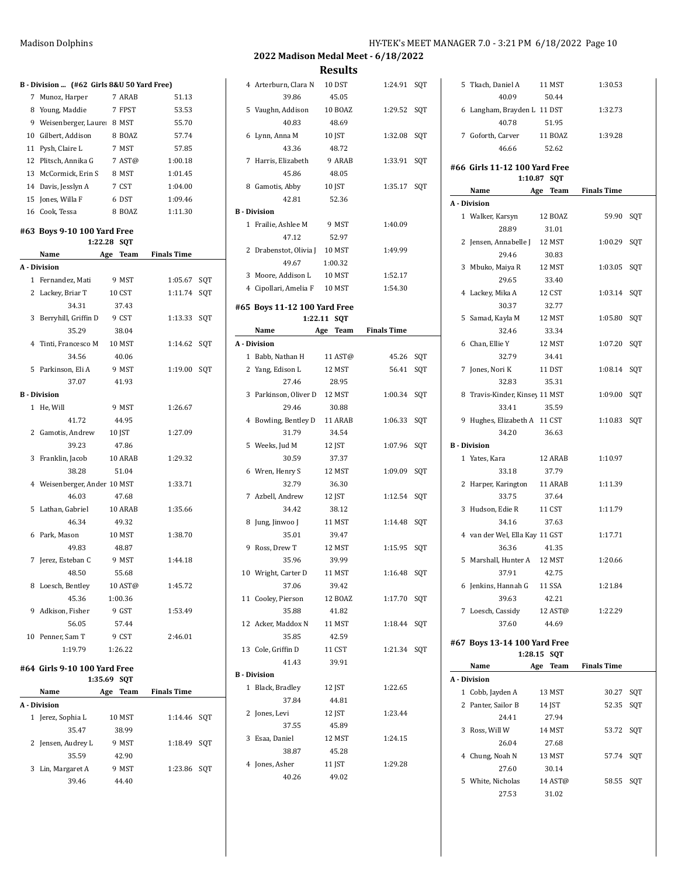## 2022 Madison Medal Meet - 6/18/2022

## Results

### B - Division ... (#62 Girls 8&U 50 Yard Free)

| Place | Name | Age | Team | Finals Time |
|---|---|---|---|---|
| 7 | Munoz, Harper | 7 | ARAB | 51.13 |
| 8 | Young, Maddie | 7 | FPST | 53.53 |
| 9 | Weisenberger, Laurei | 8 | MST | 55.70 |
| 10 | Gilbert, Addison | 8 | BOAZ | 57.74 |
| 11 | Pysh, Claire L | 7 | MST | 57.85 |
| 12 | Plitsch, Annika G | 7 | AST@ | 1:00.18 |
| 13 | McCormick, Erin S | 8 | MST | 1:01.45 |
| 14 | Davis, Jesslyn A | 7 | CST | 1:04.00 |
| 15 | Jones, Willa F | 6 | DST | 1:09.46 |
| 16 | Cook, Tessa | 8 | BOAZ | 1:11.30 |

### #63 Boys 9-10 100 Yard Free

1:22.28 SQT

| Place | Name | Age | Team | Finals Time | |
|---|---|---|---|---|---|
| **A - Division** | | | | | |
| 1 | Fernandez, Mati | 9 | MST | 1:05.67 | SQT |
| 2 | Lackey, Briar T | 10 | CST | 1:11.74 | SQT |
| | 34.31 | 37.43 | | | |
| 3 | Berryhill, Griffin D | 9 | CST | 1:13.33 | SQT |
| | 35.29 | 38.04 | | | |
| 4 | Tinti, Francesco M | 10 | MST | 1:14.62 | SQT |
| | 34.56 | 40.06 | | | |
| 5 | Parkinson, Eli A | 9 | MST | 1:19.00 | SQT |
| | 37.07 | 41.93 | | | |
| **B - Division** | | | | | |
| 1 | He, Will | 9 | MST | 1:26.67 | |
| | 41.72 | 44.95 | | | |
| 2 | Gamotis, Andrew | 10 | JST | 1:27.09 | |
| | 39.23 | 47.86 | | | |
| 3 | Franklin, Jacob | 10 | ARAB | 1:29.32 | |
| | 38.28 | 51.04 | | | |
| 4 | Weisenberger, Ander | 10 | MST | 1:33.71 | |
| | 46.03 | 47.68 | | | |
| 5 | Lathan, Gabriel | 10 | ARAB | 1:35.66 | |
| | 46.34 | 49.32 | | | |
| 6 | Park, Mason | 10 | MST | 1:38.70 | |
| | 49.83 | 48.87 | | | |
| 7 | Jerez, Esteban C | 9 | MST | 1:44.18 | |
| | 48.50 | 55.68 | | | |
| 8 | Loesch, Bentley | 10 | AST@ | 1:45.72 | |
| | 45.36 | 1:00.36 | | | |
| 9 | Adkison, Fisher | 9 | GST | 1:53.49 | |
| | 56.05 | 57.44 | | | |
| 10 | Penner, Sam T | 9 | CST | 2:46.01 | |
| | 1:19.79 | 1:26.22 | | | |

### #64 Girls 9-10 100 Yard Free

1:35.69 SQT

| Place | Name | Age | Team | Finals Time | |
|---|---|---|---|---|---|
| **A - Division** | | | | | |
| 1 | Jerez, Sophia L | 10 | MST | 1:14.46 | SQT |
| | 35.47 | 38.99 | | | |
| 2 | Jensen, Audrey L | 9 | MST | 1:18.49 | SQT |
| | 35.59 | 42.90 | | | |
| 3 | Lin, Margaret A | 9 | MST | 1:23.86 | SQT |
| | 39.46 | 44.40 | | | |
| 4 | Arterburn, Clara N | 10 | DST | 1:24.91 | SQT |
| | 39.86 | 45.05 | | | |
| 5 | Vaughn, Addison | 10 | BOAZ | 1:29.52 | SQT |
| | 40.83 | 48.69 | | | |
| 6 | Lynn, Anna M | 10 | JST | 1:32.08 | SQT |
| | 43.36 | 48.72 | | | |
| 7 | Harris, Elizabeth | 9 | ARAB | 1:33.91 | SQT |
| | 45.86 | 48.05 | | | |
| 8 | Gamotis, Abby | 10 | JST | 1:35.17 | SQT |
| | 42.81 | 52.36 | | | |
| **B - Division** | | | | | |
| 1 | Frailie, Ashlee M | 9 | MST | 1:40.09 | |
| | 47.12 | 52.97 | | | |
| 2 | Drabenstot, Olivia J | 10 | MST | 1:49.99 | |
| | 49.67 | 1:00.32 | | | |
| 3 | Moore, Addison L | 10 | MST | 1:52.17 | |
| 4 | Cipollari, Amelia F | 10 | MST | 1:54.30 | |

### #65 Boys 11-12 100 Yard Free

1:22.11 SQT

| Place | Name | Age | Team | Finals Time | |
|---|---|---|---|---|---|
| **A - Division** | | | | | |
| 1 | Babb, Nathan H | 11 | AST@ | 45.26 | SQT |
| 2 | Yang, Edison L | 12 | MST | 56.41 | SQT |
| | 27.46 | 28.95 | | | |
| 3 | Parkinson, Oliver D | 12 | MST | 1:00.34 | SQT |
| | 29.46 | 30.88 | | | |
| 4 | Bowling, Bentley D | 11 | ARAB | 1:06.33 | SQT |
| | 31.79 | 34.54 | | | |
| 5 | Weeks, Jud M | 12 | JST | 1:07.96 | SQT |
| | 30.59 | 37.37 | | | |
| 6 | Wren, Henry S | 12 | MST | 1:09.09 | SQT |
| | 32.79 | 36.30 | | | |
| 7 | Azbell, Andrew | 12 | JST | 1:12.54 | SQT |
| | 34.42 | 38.12 | | | |
| 8 | Jung, Jinwoo J | 11 | MST | 1:14.48 | SQT |
| | 35.01 | 39.47 | | | |
| 9 | Ross, Drew T | 12 | MST | 1:15.95 | SQT |
| | 35.96 | 39.99 | | | |
| 10 | Wright, Carter D | 11 | MST | 1:16.48 | SQT |
| | 37.06 | 39.42 | | | |
| 11 | Cooley, Pierson | 12 | BOAZ | 1:17.70 | SQT |
| | 35.88 | 41.82 | | | |
| 12 | Acker, Maddox N | 11 | MST | 1:18.44 | SQT |
| | 35.85 | 42.59 | | | |
| 13 | Cole, Griffin D | 11 | CST | 1:21.34 | SQT |
| | 41.43 | 39.91 | | | |
| **B - Division** | | | | | |
| 1 | Black, Bradley | 12 | JST | 1:22.65 | |
| | 37.84 | 44.81 | | | |
| 2 | Jones, Levi | 12 | JST | 1:23.44 | |
| | 37.55 | 45.89 | | | |
| 3 | Esaa, Daniel | 12 | MST | 1:24.15 | |
| | 38.87 | 45.28 | | | |
| 4 | Jones, Asher | 11 | JST | 1:29.28 | |
| | 40.26 | 49.02 | | | |
| 5 | Tkach, Daniel A | 11 | MST | 1:30.53 | |
| | 40.09 | 50.44 | | | |
| 6 | Langham, Brayden L | 11 | DST | 1:32.73 | |
| | 40.78 | 51.95 | | | |
| 7 | Goforth, Carver | 11 | BOAZ | 1:39.28 | |
| | 46.66 | 52.62 | | | |

### #66 Girls 11-12 100 Yard Free

1:10.87 SQT

| Place | Name | Age | Team | Finals Time | |
|---|---|---|---|---|---|
| **A - Division** | | | | | |
| 1 | Walker, Karsyn | 12 | BOAZ | 59.90 | SQT |
| | 28.89 | 31.01 | | | |
| 2 | Jensen, Annabelle J | 12 | MST | 1:00.29 | SQT |
| | 29.46 | 30.83 | | | |
| 3 | Mbuko, Maiya R | 12 | MST | 1:03.05 | SQT |
| | 29.65 | 33.40 | | | |
| 4 | Lackey, Mika A | 12 | CST | 1:03.14 | SQT |
| | 30.37 | 32.77 | | | |
| 5 | Samad, Kayla M | 12 | MST | 1:05.80 | SQT |
| | 32.46 | 33.34 | | | |
| 6 | Chan, Ellie Y | 12 | MST | 1:07.20 | SQT |
| | 32.79 | 34.41 | | | |
| 7 | Jones, Nori K | 11 | DST | 1:08.14 | SQT |
| | 32.83 | 35.31 | | | |
| 8 | Travis-Kinder, Kinsey | 11 | MST | 1:09.00 | SQT |
| | 33.41 | 35.59 | | | |
| 9 | Hughes, Elizabeth A | 11 | CST | 1:10.83 | SQT |
| | 34.20 | 36.63 | | | |
| **B - Division** | | | | | |
| 1 | Yates, Kara | 12 | ARAB | 1:10.97 | |
| | 33.18 | 37.79 | | | |
| 2 | Harper, Karington | 11 | ARAB | 1:11.39 | |
| | 33.75 | 37.64 | | | |
| 3 | Hudson, Edie R | 11 | CST | 1:11.79 | |
| | 34.16 | 37.63 | | | |
| 4 | van der Wel, Ella Kay | 11 | GST | 1:17.71 | |
| | 36.36 | 41.35 | | | |
| 5 | Marshall, Hunter A | 12 | MST | 1:20.66 | |
| | 37.91 | 42.75 | | | |
| 6 | Jenkins, Hannah G | 11 | SSA | 1:21.84 | |
| | 39.63 | 42.21 | | | |
| 7 | Loesch, Cassidy | 12 | AST@ | 1:22.29 | |
| | 37.60 | 44.69 | | | |

### #67 Boys 13-14 100 Yard Free

1:28.15 SQT

| Place | Name | Age | Team | Finals Time | |
|---|---|---|---|---|---|
| **A - Division** | | | | | |
| 1 | Cobb, Jayden A | 13 | MST | 30.27 | SQT |
| 2 | Panter, Sailor B | 14 | JST | 52.35 | SQT |
| | 24.41 | 27.94 | | | |
| 3 | Ross, Will W | 14 | MST | 53.72 | SQT |
| | 26.04 | 27.68 | | | |
| 4 | Chung, Noah N | 13 | MST | 57.74 | SQT |
| | 27.60 | 30.14 | | | |
| 5 | White, Nicholas | 14 | AST@ | 58.55 | SQT |
| | 27.53 | 31.02 | | | |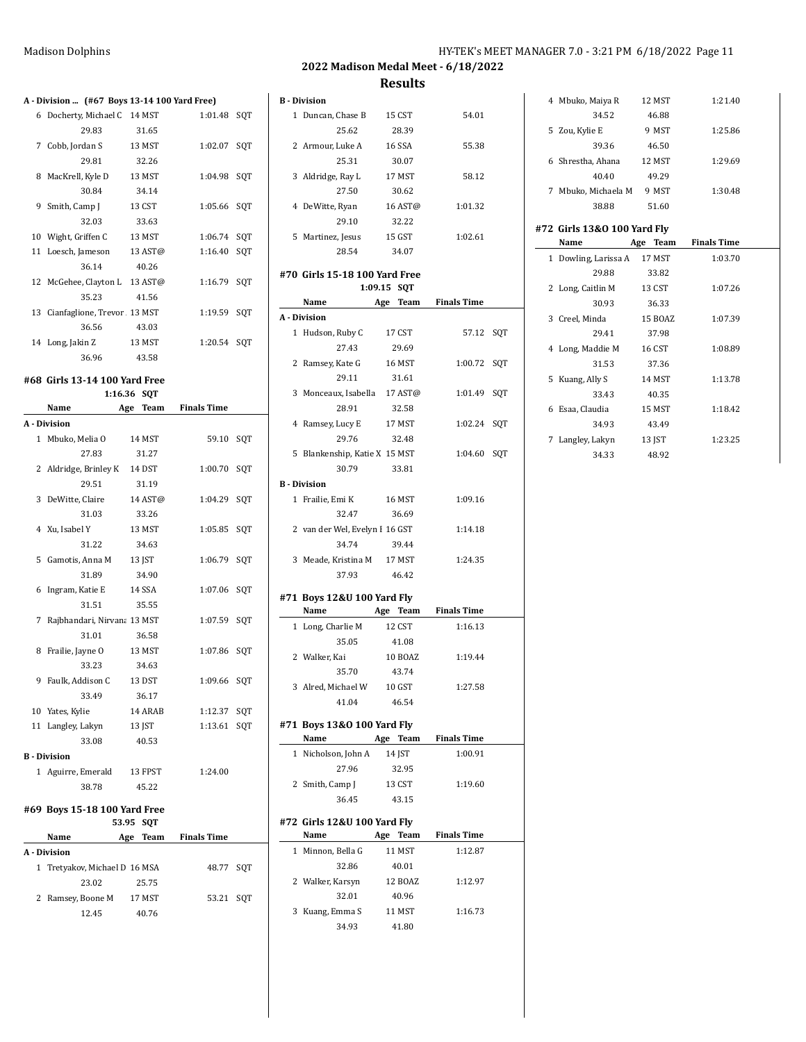## 2022 Madison Medal Meet - 6/18/2022

## Results

### A - Division ... (#67 Boys 13-14 100 Yard Free)

| | Name | Age | Team | Finals Time | |
|---|---|---|---|---|---|
| 6 | Docherty, Michael C | 14 | MST | 1:01.48 | SQT |
| | 29.83 | 31.65 | | | |
| 7 | Cobb, Jordan S | 13 | MST | 1:02.07 | SQT |
| | 29.81 | 32.26 | | | |
| 8 | MacKrell, Kyle D | 13 | MST | 1:04.98 | SQT |
| | 30.84 | 34.14 | | | |
| 9 | Smith, Camp J | 13 | CST | 1:05.66 | SQT |
| | 32.03 | 33.63 | | | |
| 10 | Wight, Griffen C | 13 | MST | 1:06.74 | SQT |
| 11 | Loesch, Jameson | 13 | AST@ | 1:16.40 | SQT |
| | 36.14 | 40.26 | | | |
| 12 | McGehee, Clayton L | 13 | AST@ | 1:16.79 | SQT |
| | 35.23 | 41.56 | | | |
| 13 | Cianfaglione, Trevor | 13 | MST | 1:19.59 | SQT |
| | 36.56 | 43.03 | | | |
| 14 | Long, Jakin Z | 13 | MST | 1:20.54 | SQT |
| | 36.96 | 43.58 | | | |

### #68 Girls 13-14 100 Yard Free

1:16.36 SQT

| | Name | Age | Team | Finals Time | |
|---|---|---|---|---|---|
| **A - Division** | | | | | |
| 1 | Mbuko, Melia O | 14 | MST | 59.10 | SQT |
| | 27.83 | 31.27 | | | |
| 2 | Aldridge, Brinley K | 14 | DST | 1:00.70 | SQT |
| | 29.51 | 31.19 | | | |
| 3 | DeWitte, Claire | 14 | AST@ | 1:04.29 | SQT |
| | 31.03 | 33.26 | | | |
| 4 | Xu, Isabel Y | 13 | MST | 1:05.85 | SQT |
| | 31.22 | 34.63 | | | |
| 5 | Gamotis, Anna M | 13 | JST | 1:06.79 | SQT |
| | 31.89 | 34.90 | | | |
| 6 | Ingram, Katie E | 14 | SSA | 1:07.06 | SQT |
| | 31.51 | 35.55 | | | |
| 7 | Rajbhandari, Nirvana | 13 | MST | 1:07.59 | SQT |
| | 31.01 | 36.58 | | | |
| 8 | Frailie, Jayne O | 13 | MST | 1:07.86 | SQT |
| | 33.23 | 34.63 | | | |
| 9 | Faulk, Addison C | 13 | DST | 1:09.66 | SQT |
| | 33.49 | 36.17 | | | |
| 10 | Yates, Kylie | 14 | ARAB | 1:12.37 | SQT |
| 11 | Langley, Lakyn | 13 | JST | 1:13.61 | SQT |
| | 33.08 | 40.53 | | | |
| **B - Division** | | | | | |
| 1 | Aguirre, Emerald | 13 | FPST | 1:24.00 | |
| | 38.78 | 45.22 | | | |

### #69 Boys 15-18 100 Yard Free

53.95 SQT

| | Name | Age | Team | Finals Time | |
|---|---|---|---|---|---|
| **A - Division** | | | | | |
| 1 | Tretyakov, Michael D | 16 | MSA | 48.77 | SQT |
| | 23.02 | 25.75 | | | |
| 2 | Ramsey, Boone M | 17 | MST | 53.21 | SQT |
| | 12.45 | 40.76 | | | |
| **B - Division** | | | | | |
| 1 | Duncan, Chase B | 15 | CST | 54.01 | |
| | 25.62 | 28.39 | | | |
| 2 | Armour, Luke A | 16 | SSA | 55.38 | |
| | 25.31 | 30.07 | | | |
| 3 | Aldridge, Ray L | 17 | MST | 58.12 | |
| | 27.50 | 30.62 | | | |
| 4 | DeWitte, Ryan | 16 | AST@ | 1:01.32 | |
| | 29.10 | 32.22 | | | |
| 5 | Martinez, Jesus | 15 | GST | 1:02.61 | |
| | 28.54 | 34.07 | | | |

### #70 Girls 15-18 100 Yard Free

1:09.15 SQT

| | Name | Age | Team | Finals Time | |
|---|---|---|---|---|---|
| **A - Division** | | | | | |
| 1 | Hudson, Ruby C | 17 | CST | 57.12 | SQT |
| | 27.43 | 29.69 | | | |
| 2 | Ramsey, Kate G | 16 | MST | 1:00.72 | SQT |
| | 29.11 | 31.61 | | | |
| 3 | Monceaux, Isabella | 17 | AST@ | 1:01.49 | SQT |
| | 28.91 | 32.58 | | | |
| 4 | Ramsey, Lucy E | 17 | MST | 1:02.24 | SQT |
| | 29.76 | 32.48 | | | |
| 5 | Blankenship, Katie X | 15 | MST | 1:04.60 | SQT |
| | 30.79 | 33.81 | | | |
| **B - Division** | | | | | |
| 1 | Frailie, Emi K | 16 | MST | 1:09.16 | |
| | 32.47 | 36.69 | | | |
| 2 | van der Wel, Evelyn I | 16 | GST | 1:14.18 | |
| | 34.74 | 39.44 | | | |
| 3 | Meade, Kristina M | 17 | MST | 1:24.35 | |
| | 37.93 | 46.42 | | | |

### #71 Boys 12&U 100 Yard Fly

| | Name | Age | Team | Finals Time |
|---|---|---|---|---|
| 1 | Long, Charlie M | 12 | CST | 1:16.13 |
| | 35.05 | 41.08 | | |
| 2 | Walker, Kai | 10 | BOAZ | 1:19.44 |
| | 35.70 | 43.74 | | |
| 3 | Alred, Michael W | 10 | GST | 1:27.58 |
| | 41.04 | 46.54 | | |

### #71 Boys 13&O 100 Yard Fly

| | Name | Age | Team | Finals Time |
|---|---|---|---|---|
| 1 | Nicholson, John A | 14 | JST | 1:00.91 |
| | 27.96 | 32.95 | | |
| 2 | Smith, Camp J | 13 | CST | 1:19.60 |
| | 36.45 | 43.15 | | |

### #72 Girls 12&U 100 Yard Fly

| | Name | Age | Team | Finals Time |
|---|---|---|---|---|
| 1 | Minnon, Bella G | 11 | MST | 1:12.87 |
| | 32.86 | 40.01 | | |
| 2 | Walker, Karsyn | 12 | BOAZ | 1:12.97 |
| | 32.01 | 40.96 | | |
| 3 | Kuang, Emma S | 11 | MST | 1:16.73 |
| | 34.93 | 41.80 | | |
| 4 | Mbuko, Maiya R | 12 | MST | 1:21.40 |
| | 34.52 | 46.88 | | |
| 5 | Zou, Kylie E | 9 | MST | 1:25.86 |
| | 39.36 | 46.50 | | |
| 6 | Shrestha, Ahana | 12 | MST | 1:29.69 |
| | 40.40 | 49.29 | | |
| 7 | Mbuko, Michaela M | 9 | MST | 1:30.48 |
| | 38.88 | 51.60 | | |

### #72 Girls 13&O 100 Yard Fly

| | Name | Age | Team | Finals Time |
|---|---|---|---|---|
| 1 | Dowling, Larissa A | 17 | MST | 1:03.70 |
| | 29.88 | 33.82 | | |
| 2 | Long, Caitlin M | 13 | CST | 1:07.26 |
| | 30.93 | 36.33 | | |
| 3 | Creel, Minda | 15 | BOAZ | 1:07.39 |
| | 29.41 | 37.98 | | |
| 4 | Long, Maddie M | 16 | CST | 1:08.89 |
| | 31.53 | 37.36 | | |
| 5 | Kuang, Ally S | 14 | MST | 1:13.78 |
| | 33.43 | 40.35 | | |
| 6 | Esaa, Claudia | 15 | MST | 1:18.42 |
| | 34.93 | 43.49 | | |
| 7 | Langley, Lakyn | 13 | JST | 1:23.25 |
| | 34.33 | 48.92 | | |